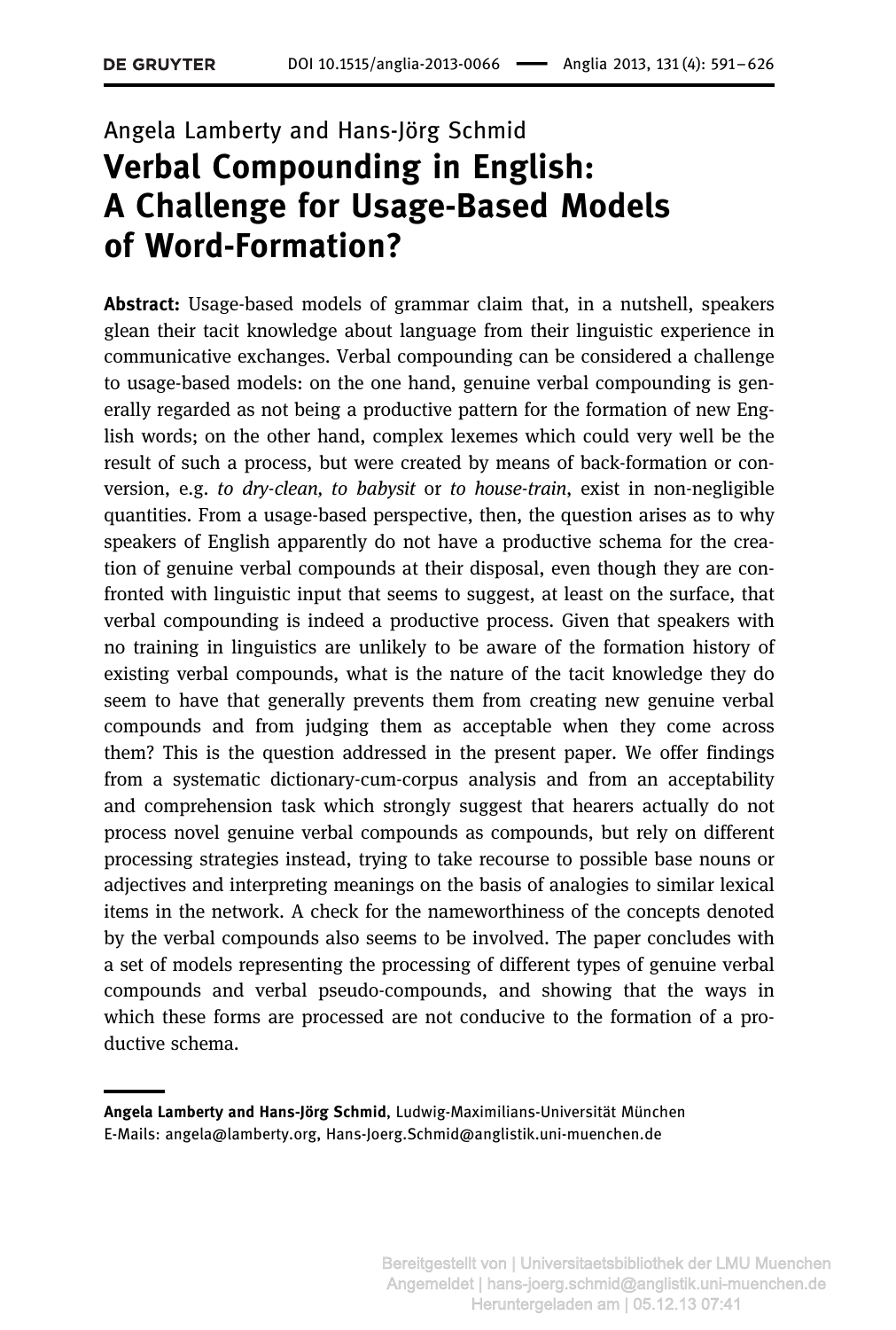Angela Lamberty and Hans-Jörg Schmid

# Verbal Compounding in English: A Challenge for Usage-Based Models of Word-Formation?

**Abstract:** Usage-based models of grammar claim that, in a nutshell, speakers glean their tacit knowledge about language from their linguistic experience in communicative exchanges. Verbal compounding can be considered a challenge to usage-based models: on the one hand, genuine verbal compounding is generally regarded as not being a productive pattern for the formation of new English words; on the other hand, complex lexemes which could very well be the result of such a process, but were created by means of back-formation or conversion, e.g. *to dry-clean, to babysit* or *to house-train*, exist in non-negligible quantities. From a usage-based perspective, then, the question arises as to why speakers of English apparently do not have a productive schema for the creation of genuine verbal compounds at their disposal, even though they are confronted with linguistic input that seems to suggest, at least on the surface, that verbal compounding is indeed a productive process. Given that speakers with no training in linguistics are unlikely to be aware of the formation history of existing verbal compounds, what is the nature of the tacit knowledge they do seem to have that generally prevents them from creating new genuine verbal compounds and from judging them as acceptable when they come across them? This is the question addressed in the present paper. We offer findings from a systematic dictionary-cum-corpus analysis and from an acceptability and comprehension task which strongly suggest that hearers actually do not process novel genuine verbal compounds as compounds, but rely on different processing strategies instead, trying to take recourse to possible base nouns or adjectives and interpreting meanings on the basis of analogies to similar lexical items in the network. A check for the nameworthiness of the concepts denoted by the verbal compounds also seems to be involved. The paper concludes with a set of models representing the processing of different types of genuine verbal compounds and verbal pseudo-compounds, and showing that the ways in which these forms are processed are not conducive to the formation of a productive schema.

**Angela Lamberty and Hans-Jörg Schmid**, Ludwig-Maximilians-Universität München
E-Mails: angela@lamberty.org, Hans-Joerg.Schmid@anglistik.uni-muenchen.de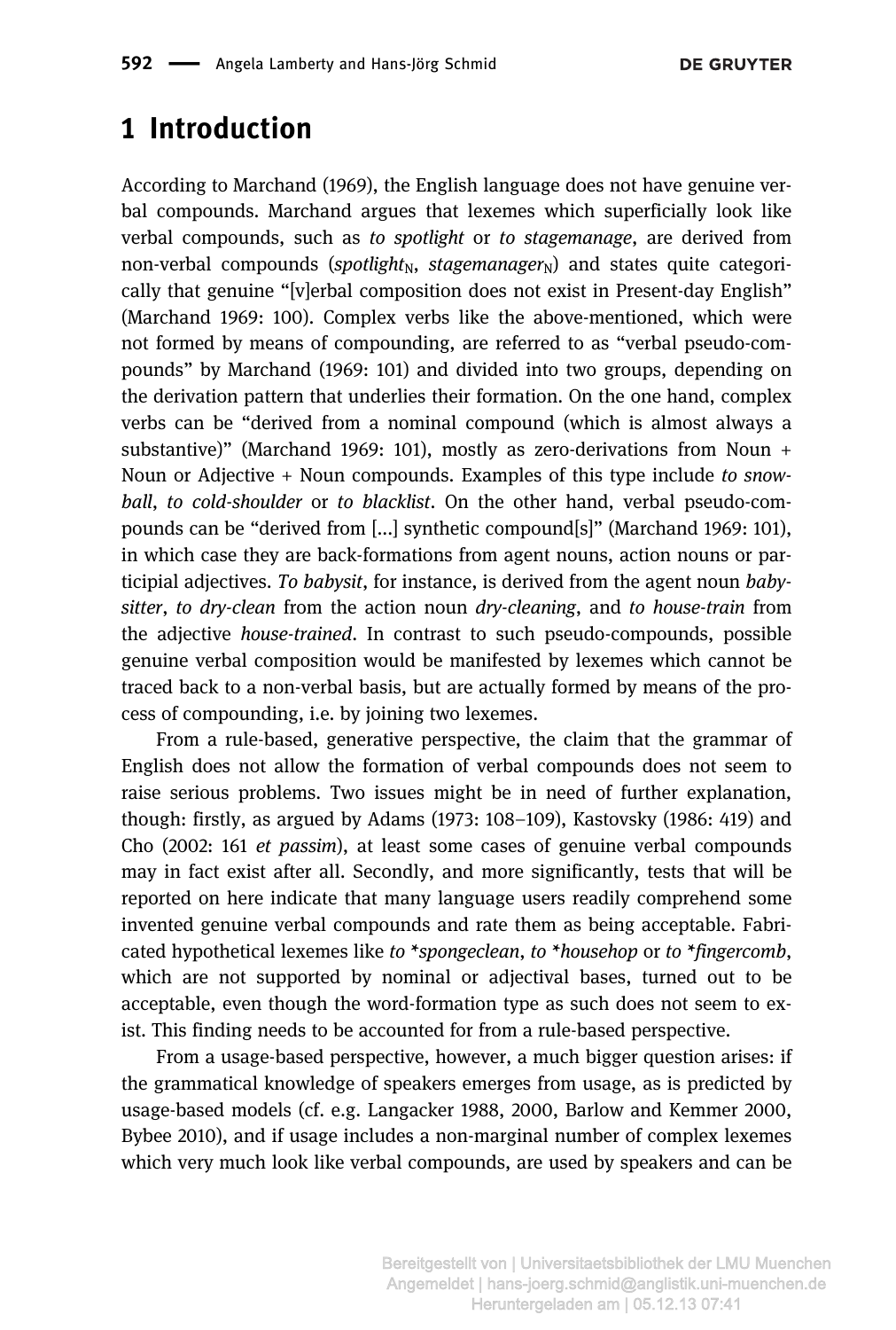# 1 Introduction

According to Marchand (1969), the English language does not have genuine verbal compounds. Marchand argues that lexemes which superficially look like verbal compounds, such as *to spotlight* or *to stagemanage*, are derived from non-verbal compounds (*spotlight*$_{N}$, *stagemanager*$_{N}$) and states quite categorically that genuine "[v]erbal composition does not exist in Present-day English" (Marchand 1969: 100). Complex verbs like the above-mentioned, which were not formed by means of compounding, are referred to as "verbal pseudo-compounds" by Marchand (1969: 101) and divided into two groups, depending on the derivation pattern that underlies their formation. On the one hand, complex verbs can be "derived from a nominal compound (which is almost always a substantive)" (Marchand 1969: 101), mostly as zero-derivations from Noun + Noun or Adjective + Noun compounds. Examples of this type include *to snowball*, *to cold-shoulder* or *to blacklist*. On the other hand, verbal pseudo-compounds can be "derived from [...] synthetic compound[s]" (Marchand 1969: 101), in which case they are back-formations from agent nouns, action nouns or participial adjectives. *To babysit*, for instance, is derived from the agent noun *babysitter*, *to dry-clean* from the action noun *dry-cleaning*, and *to house-train* from the adjective *house-trained*. In contrast to such pseudo-compounds, possible genuine verbal composition would be manifested by lexemes which cannot be traced back to a non-verbal basis, but are actually formed by means of the process of compounding, i.e. by joining two lexemes.

From a rule-based, generative perspective, the claim that the grammar of English does not allow the formation of verbal compounds does not seem to raise serious problems. Two issues might be in need of further explanation, though: firstly, as argued by Adams (1973: 108–109), Kastovsky (1986: 419) and Cho (2002: 161 *et passim*), at least some cases of genuine verbal compounds may in fact exist after all. Secondly, and more significantly, tests that will be reported on here indicate that many language users readily comprehend some invented genuine verbal compounds and rate them as being acceptable. Fabricated hypothetical lexemes like *to \*spongeclean*, *to \*househop* or *to \*fingercomb*, which are not supported by nominal or adjectival bases, turned out to be acceptable, even though the word-formation type as such does not seem to exist. This finding needs to be accounted for from a rule-based perspective.

From a usage-based perspective, however, a much bigger question arises: if the grammatical knowledge of speakers emerges from usage, as is predicted by usage-based models (cf. e.g. Langacker 1988, 2000, Barlow and Kemmer 2000, Bybee 2010), and if usage includes a non-marginal number of complex lexemes which very much look like verbal compounds, are used by speakers and can be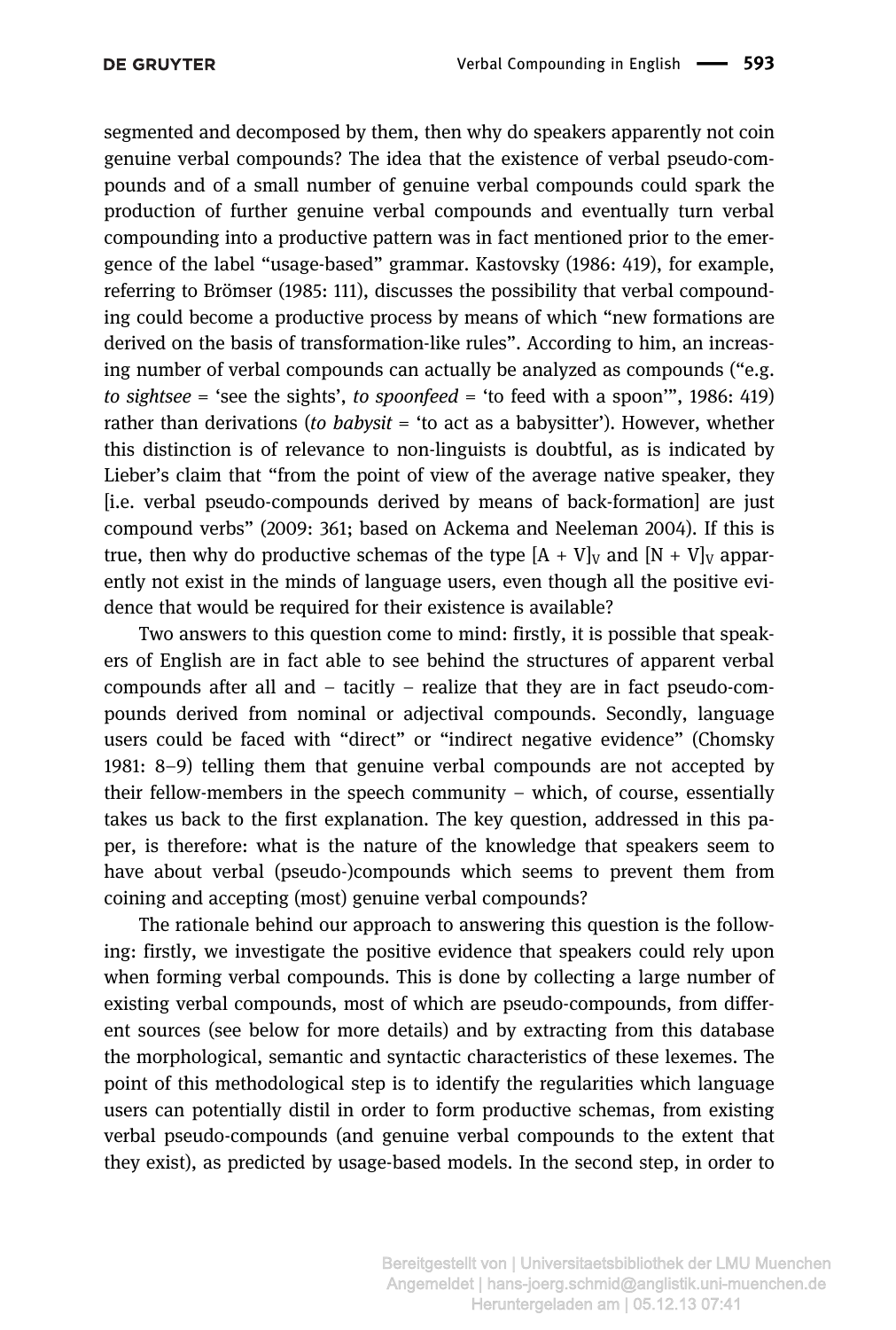segmented and decomposed by them, then why do speakers apparently not coin genuine verbal compounds? The idea that the existence of verbal pseudo-compounds and of a small number of genuine verbal compounds could spark the production of further genuine verbal compounds and eventually turn verbal compounding into a productive pattern was in fact mentioned prior to the emergence of the label "usage-based" grammar. Kastovsky (1986: 419), for example, referring to Brömser (1985: 111), discusses the possibility that verbal compounding could become a productive process by means of which "new formations are derived on the basis of transformation-like rules". According to him, an increasing number of verbal compounds can actually be analyzed as compounds ("e.g. *to sightsee* = 'see the sights', *to spoonfeed* = 'to feed with a spoon'", 1986: 419) rather than derivations (*to babysit* = 'to act as a babysitter'). However, whether this distinction is of relevance to non-linguists is doubtful, as is indicated by Lieber's claim that "from the point of view of the average native speaker, they [i.e. verbal pseudo-compounds derived by means of back-formation] are just compound verbs" (2009: 361; based on Ackema and Neeleman 2004). If this is true, then why do productive schemas of the type $[A + V]_V$ and $[N + V]_V$ apparently not exist in the minds of language users, even though all the positive evidence that would be required for their existence is available?

Two answers to this question come to mind: firstly, it is possible that speakers of English are in fact able to see behind the structures of apparent verbal compounds after all and – tacitly – realize that they are in fact pseudo-compounds derived from nominal or adjectival compounds. Secondly, language users could be faced with "direct" or "indirect negative evidence" (Chomsky 1981: 8–9) telling them that genuine verbal compounds are not accepted by their fellow-members in the speech community – which, of course, essentially takes us back to the first explanation. The key question, addressed in this paper, is therefore: what is the nature of the knowledge that speakers seem to have about verbal (pseudo-)compounds which seems to prevent them from coining and accepting (most) genuine verbal compounds?

The rationale behind our approach to answering this question is the following: firstly, we investigate the positive evidence that speakers could rely upon when forming verbal compounds. This is done by collecting a large number of existing verbal compounds, most of which are pseudo-compounds, from different sources (see below for more details) and by extracting from this database the morphological, semantic and syntactic characteristics of these lexemes. The point of this methodological step is to identify the regularities which language users can potentially distil in order to form productive schemas, from existing verbal pseudo-compounds (and genuine verbal compounds to the extent that they exist), as predicted by usage-based models. In the second step, in order to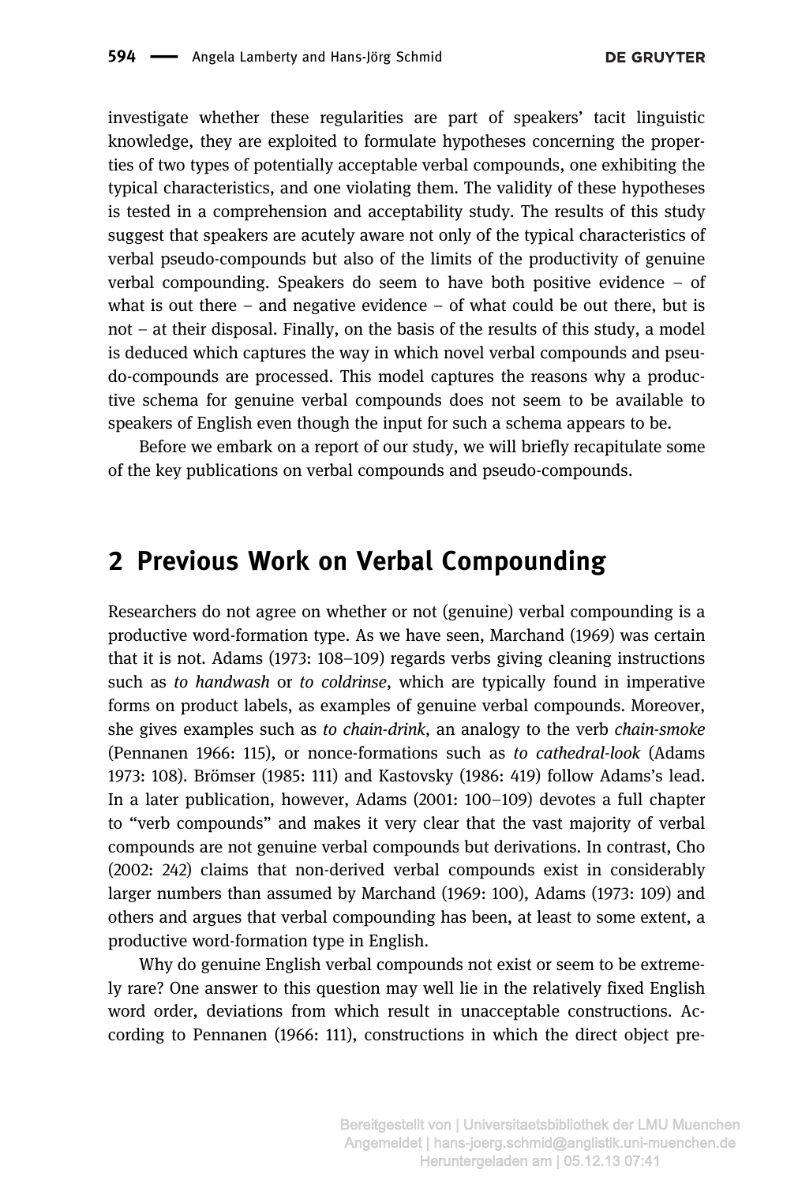investigate whether these regularities are part of speakers' tacit linguistic knowledge, they are exploited to formulate hypotheses concerning the properties of two types of potentially acceptable verbal compounds, one exhibiting the typical characteristics, and one violating them. The validity of these hypotheses is tested in a comprehension and acceptability study. The results of this study suggest that speakers are acutely aware not only of the typical characteristics of verbal pseudo-compounds but also of the limits of the productivity of genuine verbal compounding. Speakers do seem to have both positive evidence – of what is out there – and negative evidence – of what could be out there, but is not – at their disposal. Finally, on the basis of the results of this study, a model is deduced which captures the way in which novel verbal compounds and pseudo-compounds are processed. This model captures the reasons why a productive schema for genuine verbal compounds does not seem to be available to speakers of English even though the input for such a schema appears to be.

Before we embark on a report of our study, we will briefly recapitulate some of the key publications on verbal compounds and pseudo-compounds.

## 2 Previous Work on Verbal Compounding

Researchers do not agree on whether or not (genuine) verbal compounding is a productive word-formation type. As we have seen, Marchand (1969) was certain that it is not. Adams (1973: 108–109) regards verbs giving cleaning instructions such as *to handwash* or *to coldrinse*, which are typically found in imperative forms on product labels, as examples of genuine verbal compounds. Moreover, she gives examples such as *to chain-drink*, an analogy to the verb *chain-smoke* (Pennanen 1966: 115), or nonce-formations such as *to cathedral-look* (Adams 1973: 108). Brömser (1985: 111) and Kastovsky (1986: 419) follow Adams's lead. In a later publication, however, Adams (2001: 100–109) devotes a full chapter to "verb compounds" and makes it very clear that the vast majority of verbal compounds are not genuine verbal compounds but derivations. In contrast, Cho (2002: 242) claims that non-derived verbal compounds exist in considerably larger numbers than assumed by Marchand (1969: 100), Adams (1973: 109) and others and argues that verbal compounding has been, at least to some extent, a productive word-formation type in English.

Why do genuine English verbal compounds not exist or seem to be extremely rare? One answer to this question may well lie in the relatively fixed English word order, deviations from which result in unacceptable constructions. According to Pennanen (1966: 111), constructions in which the direct object pre-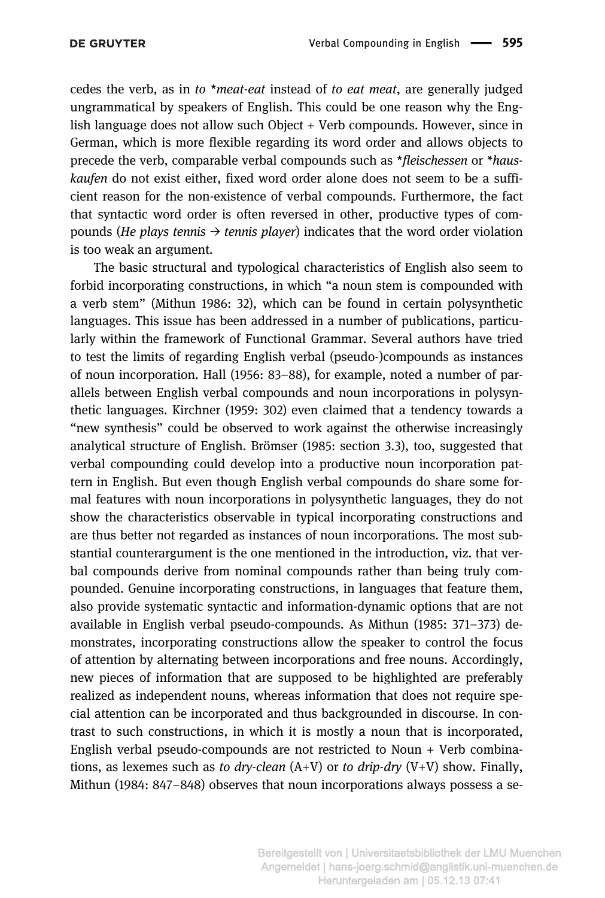cedes the verb, as in *to \*meat-eat* instead of *to eat meat*, are generally judged ungrammatical by speakers of English. This could be one reason why the English language does not allow such Object + Verb compounds. However, since in German, which is more flexible regarding its word order and allows objects to precede the verb, comparable verbal compounds such as *\*fleischessen* or *\*hauskaufen* do not exist either, fixed word order alone does not seem to be a sufficient reason for the non-existence of verbal compounds. Furthermore, the fact that syntactic word order is often reversed in other, productive types of compounds (*He plays tennis* → *tennis player*) indicates that the word order violation is too weak an argument.

The basic structural and typological characteristics of English also seem to forbid incorporating constructions, in which "a noun stem is compounded with a verb stem" (Mithun 1986: 32), which can be found in certain polysynthetic languages. This issue has been addressed in a number of publications, particularly within the framework of Functional Grammar. Several authors have tried to test the limits of regarding English verbal (pseudo-)compounds as instances of noun incorporation. Hall (1956: 83–88), for example, noted a number of parallels between English verbal compounds and noun incorporations in polysynthetic languages. Kirchner (1959: 302) even claimed that a tendency towards a "new synthesis" could be observed to work against the otherwise increasingly analytical structure of English. Brömser (1985: section 3.3), too, suggested that verbal compounding could develop into a productive noun incorporation pattern in English. But even though English verbal compounds do share some formal features with noun incorporations in polysynthetic languages, they do not show the characteristics observable in typical incorporating constructions and are thus better not regarded as instances of noun incorporations. The most substantial counterargument is the one mentioned in the introduction, viz. that verbal compounds derive from nominal compounds rather than being truly compounded. Genuine incorporating constructions, in languages that feature them, also provide systematic syntactic and information-dynamic options that are not available in English verbal pseudo-compounds. As Mithun (1985: 371–373) demonstrates, incorporating constructions allow the speaker to control the focus of attention by alternating between incorporations and free nouns. Accordingly, new pieces of information that are supposed to be highlighted are preferably realized as independent nouns, whereas information that does not require special attention can be incorporated and thus backgrounded in discourse. In contrast to such constructions, in which it is mostly a noun that is incorporated, English verbal pseudo-compounds are not restricted to Noun + Verb combinations, as lexemes such as *to dry-clean* (A+V) or *to drip-dry* (V+V) show. Finally, Mithun (1984: 847–848) observes that noun incorporations always possess a se-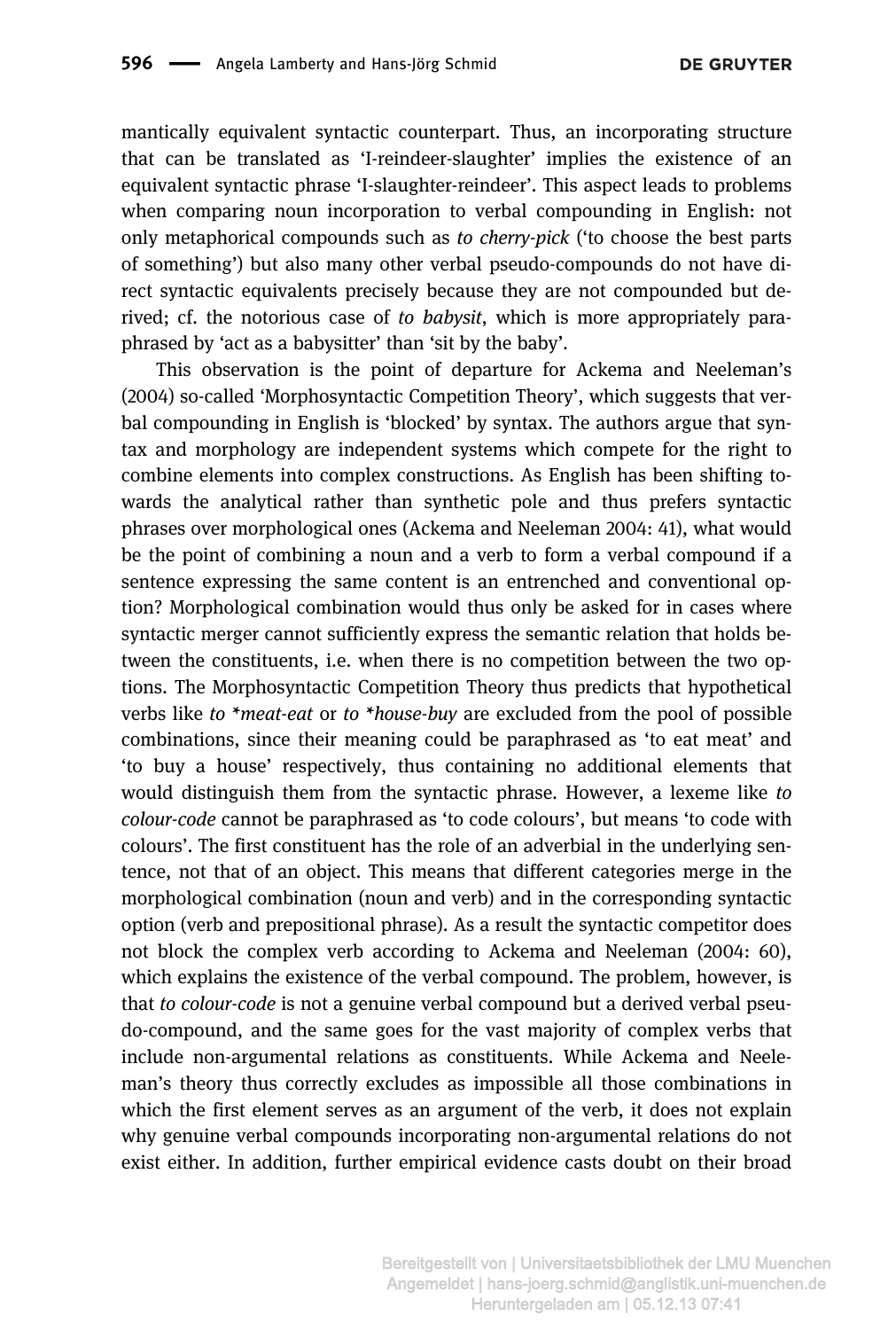mantically equivalent syntactic counterpart. Thus, an incorporating structure that can be translated as ‘I-reindeer-slaughter’ implies the existence of an equivalent syntactic phrase ‘I-slaughter-reindeer’. This aspect leads to problems when comparing noun incorporation to verbal compounding in English: not only metaphorical compounds such as *to cherry-pick* (‘to choose the best parts of something’) but also many other verbal pseudo-compounds do not have direct syntactic equivalents precisely because they are not compounded but derived; cf. the notorious case of *to babysit*, which is more appropriately paraphrased by ‘act as a babysitter’ than ‘sit by the baby’.

This observation is the point of departure for Ackema and Neeleman’s (2004) so-called ‘Morphosyntactic Competition Theory’, which suggests that verbal compounding in English is ‘blocked’ by syntax. The authors argue that syntax and morphology are independent systems which compete for the right to combine elements into complex constructions. As English has been shifting towards the analytical rather than synthetic pole and thus prefers syntactic phrases over morphological ones (Ackema and Neeleman 2004: 41), what would be the point of combining a noun and a verb to form a verbal compound if a sentence expressing the same content is an entrenched and conventional option? Morphological combination would thus only be asked for in cases where syntactic merger cannot sufficiently express the semantic relation that holds between the constituents, i.e. when there is no competition between the two options. The Morphosyntactic Competition Theory thus predicts that hypothetical verbs like *to \*meat-eat* or *to \*house-buy* are excluded from the pool of possible combinations, since their meaning could be paraphrased as ‘to eat meat’ and ‘to buy a house’ respectively, thus containing no additional elements that would distinguish them from the syntactic phrase. However, a lexeme like *to colour-code* cannot be paraphrased as ‘to code colours’, but means ‘to code with colours’. The first constituent has the role of an adverbial in the underlying sentence, not that of an object. This means that different categories merge in the morphological combination (noun and verb) and in the corresponding syntactic option (verb and prepositional phrase). As a result the syntactic competitor does not block the complex verb according to Ackema and Neeleman (2004: 60), which explains the existence of the verbal compound. The problem, however, is that *to colour-code* is not a genuine verbal compound but a derived verbal pseudo-compound, and the same goes for the vast majority of complex verbs that include non-argumental relations as constituents. While Ackema and Neeleman’s theory thus correctly excludes as impossible all those combinations in which the first element serves as an argument of the verb, it does not explain why genuine verbal compounds incorporating non-argumental relations do not exist either. In addition, further empirical evidence casts doubt on their broad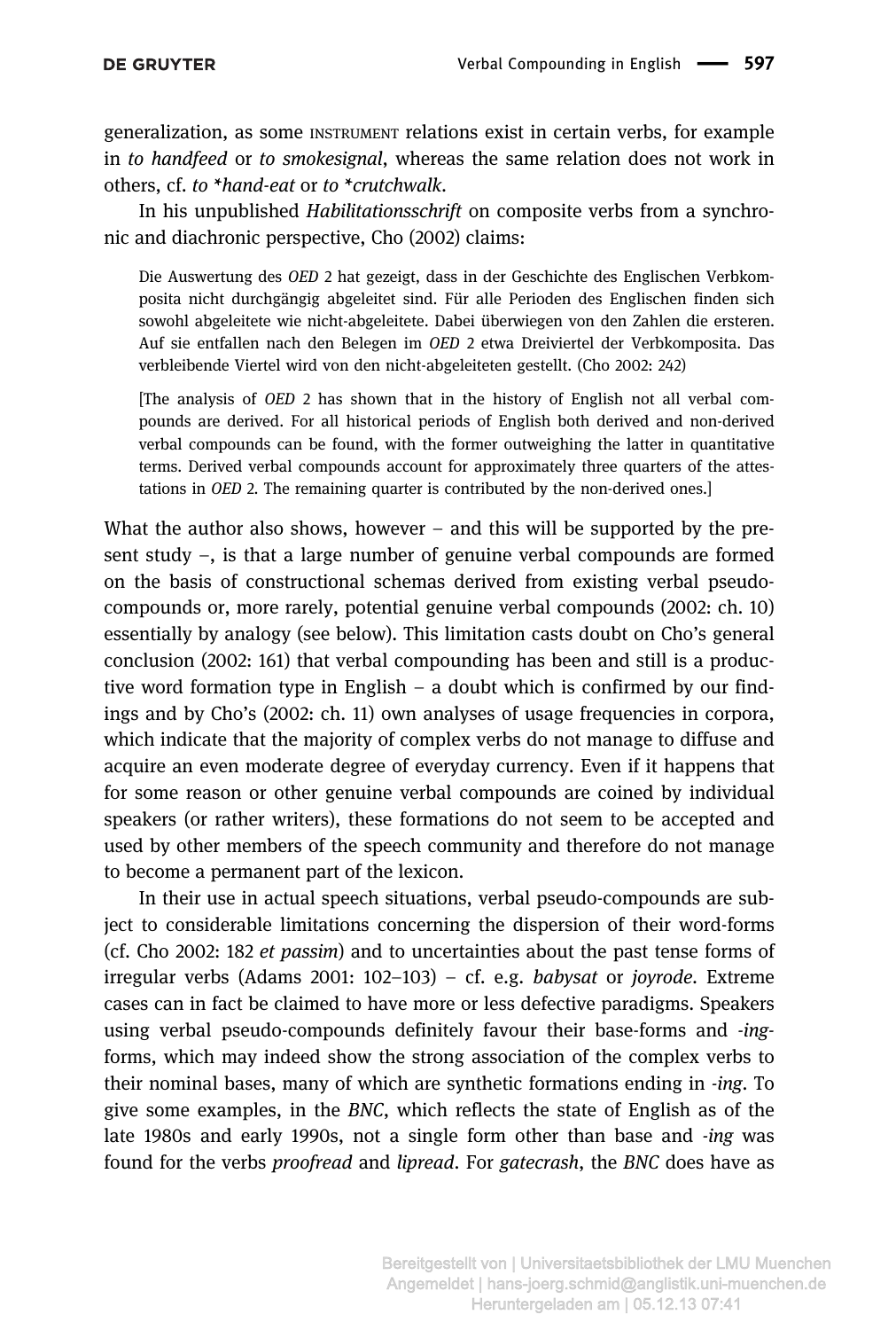generalization, as some INSTRUMENT relations exist in certain verbs, for example in *to handfeed* or *to smokesignal*, whereas the same relation does not work in others, cf. *to *hand-eat* or *to *crutchwalk*.

In his unpublished *Habilitationsschrift* on composite verbs from a synchronic and diachronic perspective, Cho (2002) claims:

> Die Auswertung des *OED* 2 hat gezeigt, dass in der Geschichte des Englischen Verbkomposita nicht durchgängig abgeleitet sind. Für alle Perioden des Englischen finden sich sowohl abgeleitete wie nicht-abgeleitete. Dabei überwiegen von den Zahlen die ersteren. Auf sie entfallen nach den Belegen im *OED* 2 etwa Dreiviertel der Verbkomposita. Das verbleibende Viertel wird von den nicht-abgeleiteten gestellt. (Cho 2002: 242)
>
> [The analysis of *OED* 2 has shown that in the history of English not all verbal compounds are derived. For all historical periods of English both derived and non-derived verbal compounds can be found, with the former outweighing the latter in quantitative terms. Derived verbal compounds account for approximately three quarters of the attestations in *OED* 2. The remaining quarter is contributed by the non-derived ones.]

What the author also shows, however – and this will be supported by the present study –, is that a large number of genuine verbal compounds are formed on the basis of constructional schemas derived from existing verbal pseudo-compounds or, more rarely, potential genuine verbal compounds (2002: ch. 10) essentially by analogy (see below). This limitation casts doubt on Cho's general conclusion (2002: 161) that verbal compounding has been and still is a productive word formation type in English – a doubt which is confirmed by our findings and by Cho's (2002: ch. 11) own analyses of usage frequencies in corpora, which indicate that the majority of complex verbs do not manage to diffuse and acquire an even moderate degree of everyday currency. Even if it happens that for some reason or other genuine verbal compounds are coined by individual speakers (or rather writers), these formations do not seem to be accepted and used by other members of the speech community and therefore do not manage to become a permanent part of the lexicon.

In their use in actual speech situations, verbal pseudo-compounds are subject to considerable limitations concerning the dispersion of their word-forms (cf. Cho 2002: 182 *et passim*) and to uncertainties about the past tense forms of irregular verbs (Adams 2001: 102–103) – cf. e.g. *babysat* or *joyrode*. Extreme cases can in fact be claimed to have more or less defective paradigms. Speakers using verbal pseudo-compounds definitely favour their base-forms and *-ing*-forms, which may indeed show the strong association of the complex verbs to their nominal bases, many of which are synthetic formations ending in *-ing*. To give some examples, in the *BNC*, which reflects the state of English as of the late 1980s and early 1990s, not a single form other than base and *-ing* was found for the verbs *proofread* and *lipread*. For *gatecrash*, the *BNC* does have as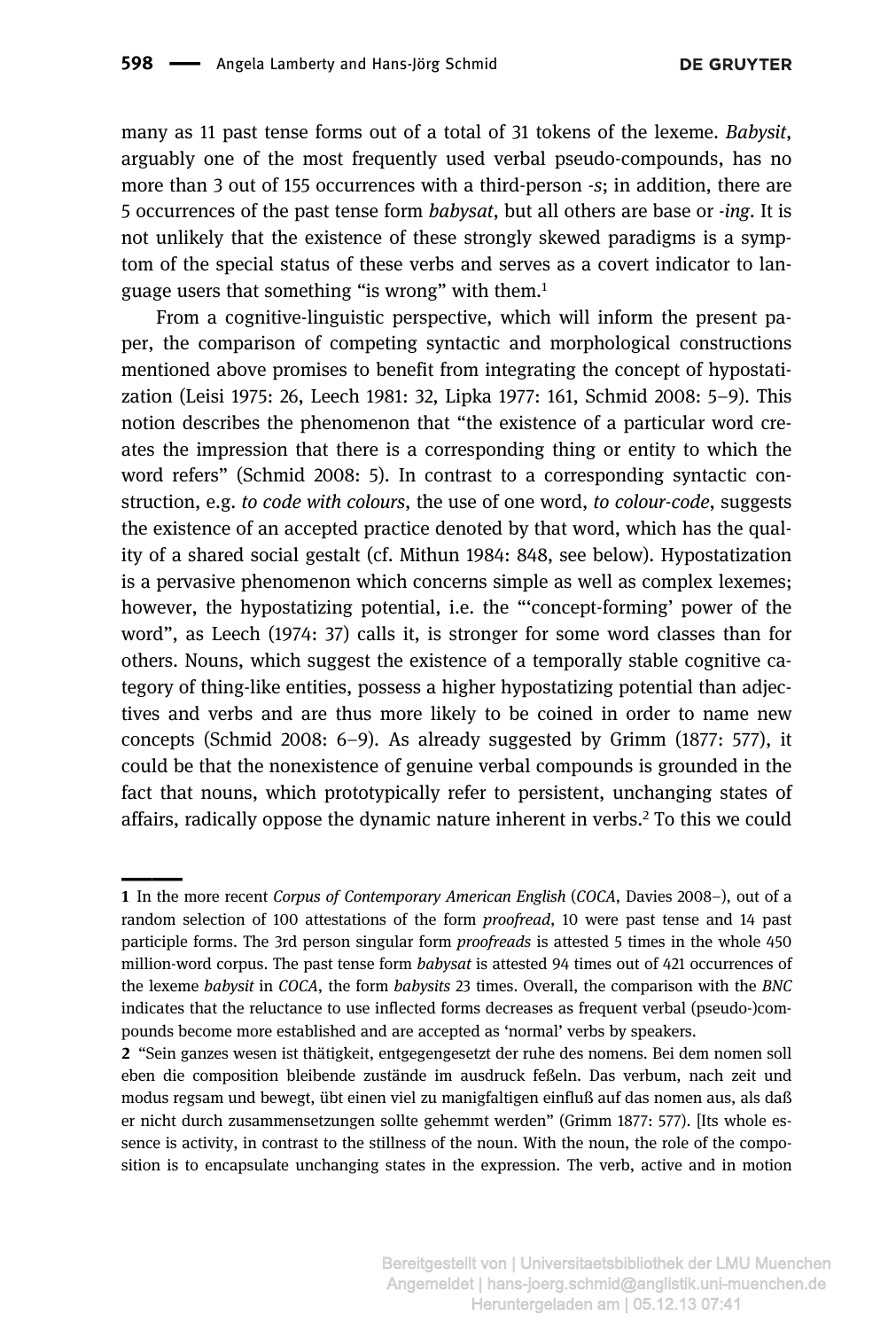many as 11 past tense forms out of a total of 31 tokens of the lexeme. *Babysit*, arguably one of the most frequently used verbal pseudo-compounds, has no more than 3 out of 155 occurrences with a third-person *-s*; in addition, there are 5 occurrences of the past tense form *babysat*, but all others are base or *-ing*. It is not unlikely that the existence of these strongly skewed paradigms is a symptom of the special status of these verbs and serves as a covert indicator to language users that something "is wrong" with them.[1]

From a cognitive-linguistic perspective, which will inform the present paper, the comparison of competing syntactic and morphological constructions mentioned above promises to benefit from integrating the concept of hypostatization (Leisi 1975: 26, Leech 1981: 32, Lipka 1977: 161, Schmid 2008: 5–9). This notion describes the phenomenon that "the existence of a particular word creates the impression that there is a corresponding thing or entity to which the word refers" (Schmid 2008: 5). In contrast to a corresponding syntactic construction, e.g. *to code with colours*, the use of one word, *to colour-code*, suggests the existence of an accepted practice denoted by that word, which has the quality of a shared social gestalt (cf. Mithun 1984: 848, see below). Hypostatization is a pervasive phenomenon which concerns simple as well as complex lexemes; however, the hypostatizing potential, i.e. the "'concept-forming' power of the word", as Leech (1974: 37) calls it, is stronger for some word classes than for others. Nouns, which suggest the existence of a temporally stable cognitive category of thing-like entities, possess a higher hypostatizing potential than adjectives and verbs and are thus more likely to be coined in order to name new concepts (Schmid 2008: 6–9). As already suggested by Grimm (1877: 577), it could be that the nonexistence of genuine verbal compounds is grounded in the fact that nouns, which prototypically refer to persistent, unchanging states of affairs, radically oppose the dynamic nature inherent in verbs.[2] To this we could

---

**1** In the more recent *Corpus of Contemporary American English* (*COCA*, Davies 2008–), out of a random selection of 100 attestations of the form *proofread*, 10 were past tense and 14 past participle forms. The 3rd person singular form *proofreads* is attested 5 times in the whole 450 million-word corpus. The past tense form *babysat* is attested 94 times out of 421 occurrences of the lexeme *babysit* in *COCA*, the form *babysits* 23 times. Overall, the comparison with the *BNC* indicates that the reluctance to use inflected forms decreases as frequent verbal (pseudo-)compounds become more established and are accepted as 'normal' verbs by speakers.

**2** "Sein ganzes wesen ist thätigkeit, entgegengesetzt der ruhe des nomens. Bei dem nomen soll eben die composition bleibende zustände im ausdruck feßeln. Das verbum, nach zeit und modus regsam und bewegt, übt einen viel zu manigfaltigen einfluß auf das nomen aus, als daß er nicht durch zusammensetzungen sollte gehemmt werden" (Grimm 1877: 577). [Its whole essence is activity, in contrast to the stillness of the noun. With the noun, the role of the composition is to encapsulate unchanging states in the expression. The verb, active and in motion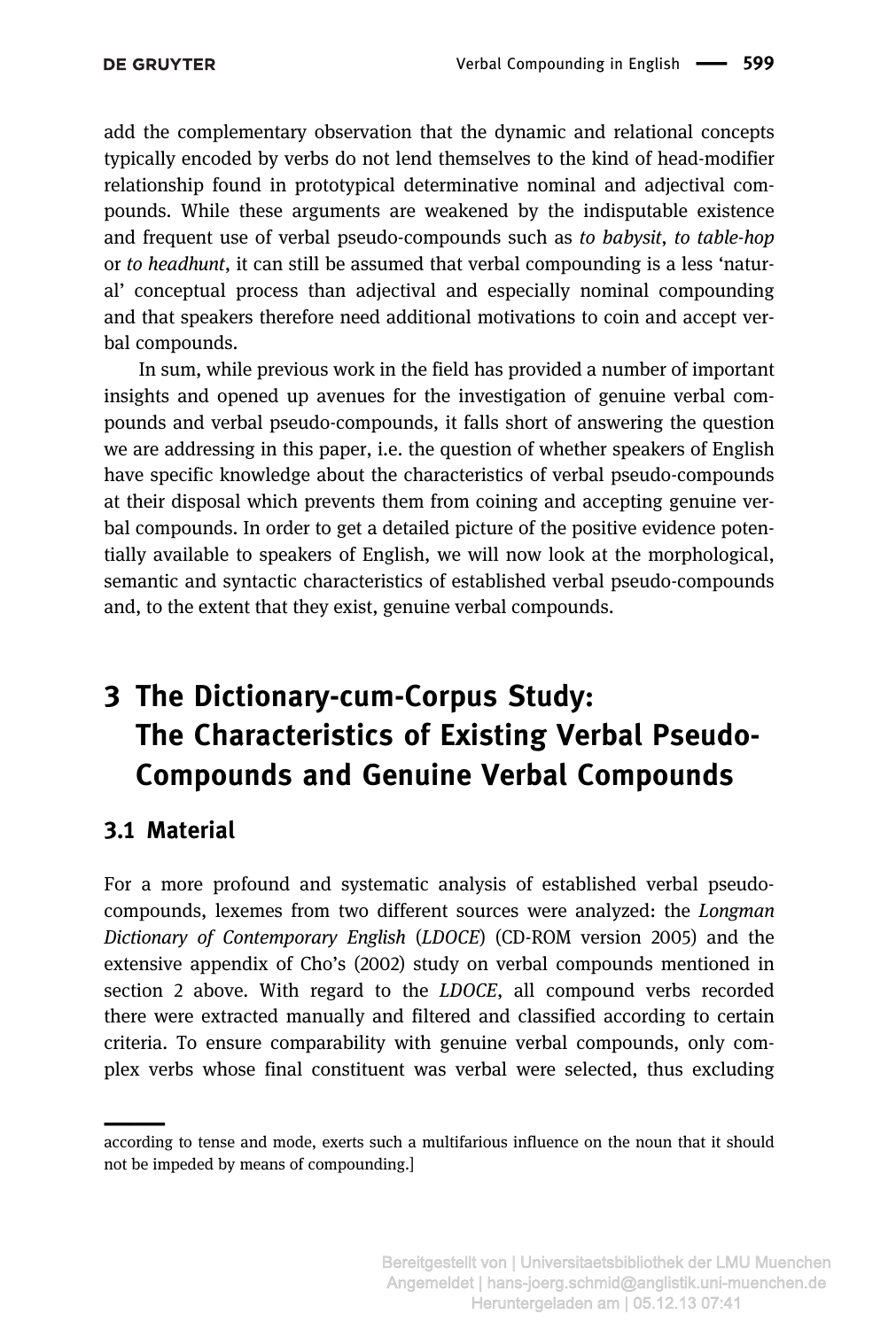add the complementary observation that the dynamic and relational concepts typically encoded by verbs do not lend themselves to the kind of head-modifier relationship found in prototypical determinative nominal and adjectival compounds. While these arguments are weakened by the indisputable existence and frequent use of verbal pseudo-compounds such as *to babysit*, *to table-hop* or *to headhunt*, it can still be assumed that verbal compounding is a less 'natural' conceptual process than adjectival and especially nominal compounding and that speakers therefore need additional motivations to coin and accept verbal compounds.

In sum, while previous work in the field has provided a number of important insights and opened up avenues for the investigation of genuine verbal compounds and verbal pseudo-compounds, it falls short of answering the question we are addressing in this paper, i.e. the question of whether speakers of English have specific knowledge about the characteristics of verbal pseudo-compounds at their disposal which prevents them from coining and accepting genuine verbal compounds. In order to get a detailed picture of the positive evidence potentially available to speakers of English, we will now look at the morphological, semantic and syntactic characteristics of established verbal pseudo-compounds and, to the extent that they exist, genuine verbal compounds.

# 3 The Dictionary-cum-Corpus Study: The Characteristics of Existing Verbal Pseudo-Compounds and Genuine Verbal Compounds

## 3.1 Material

For a more profound and systematic analysis of established verbal pseudo-compounds, lexemes from two different sources were analyzed: the *Longman Dictionary of Contemporary English* (*LDOCE*) (CD-ROM version 2005) and the extensive appendix of Cho's (2002) study on verbal compounds mentioned in section 2 above. With regard to the *LDOCE*, all compound verbs recorded there were extracted manually and filtered and classified according to certain criteria. To ensure comparability with genuine verbal compounds, only complex verbs whose final constituent was verbal were selected, thus excluding

according to tense and mode, exerts such a multifarious influence on the noun that it should not be impeded by means of compounding.]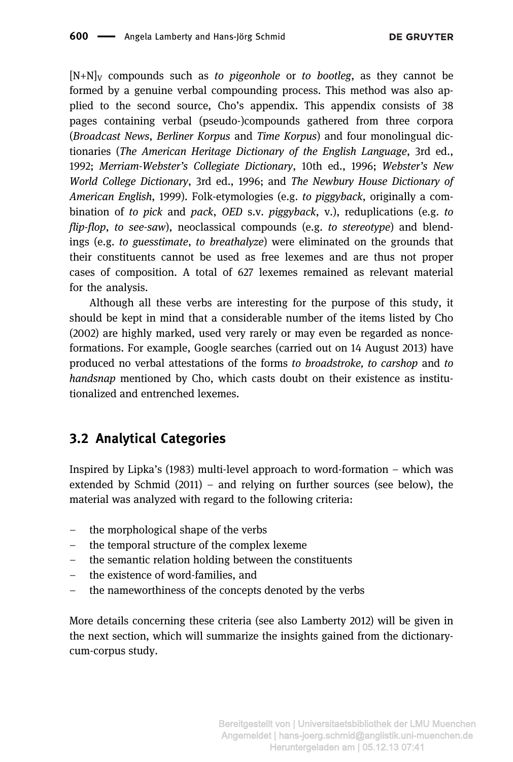$[N+N]_V$ compounds such as *to pigeonhole* or *to bootleg*, as they cannot be formed by a genuine verbal compounding process. This method was also applied to the second source, Cho's appendix. This appendix consists of 38 pages containing verbal (pseudo-)compounds gathered from three corpora (*Broadcast News*, *Berliner Korpus* and *Time Korpus*) and four monolingual dictionaries (*The American Heritage Dictionary of the English Language*, 3rd ed., 1992; *Merriam-Webster's Collegiate Dictionary*, 10th ed., 1996; *Webster's New World College Dictionary*, 3rd ed., 1996; and *The Newbury House Dictionary of American English*, 1999). Folk-etymologies (e.g. *to piggyback*, originally a combination of *to pick* and *pack*, *OED* s.v. *piggyback*, v.), reduplications (e.g. *to flip-flop*, *to see-saw*), neoclassical compounds (e.g. *to stereotype*) and blendings (e.g. *to guesstimate*, *to breathalyze*) were eliminated on the grounds that their constituents cannot be used as free lexemes and are thus not proper cases of composition. A total of 627 lexemes remained as relevant material for the analysis.

Although all these verbs are interesting for the purpose of this study, it should be kept in mind that a considerable number of the items listed by Cho (2002) are highly marked, used very rarely or may even be regarded as nonce-formations. For example, Google searches (carried out on 14 August 2013) have produced no verbal attestations of the forms *to broadstroke, to carshop* and *to handsnap* mentioned by Cho, which casts doubt on their existence as institutionalized and entrenched lexemes.

## 3.2 Analytical Categories

Inspired by Lipka's (1983) multi-level approach to word-formation – which was extended by Schmid (2011) – and relying on further sources (see below), the material was analyzed with regard to the following criteria:

- the morphological shape of the verbs
- the temporal structure of the complex lexeme
- the semantic relation holding between the constituents
- the existence of word-families, and
- the nameworthiness of the concepts denoted by the verbs

More details concerning these criteria (see also Lamberty 2012) will be given in the next section, which will summarize the insights gained from the dictionary-cum-corpus study.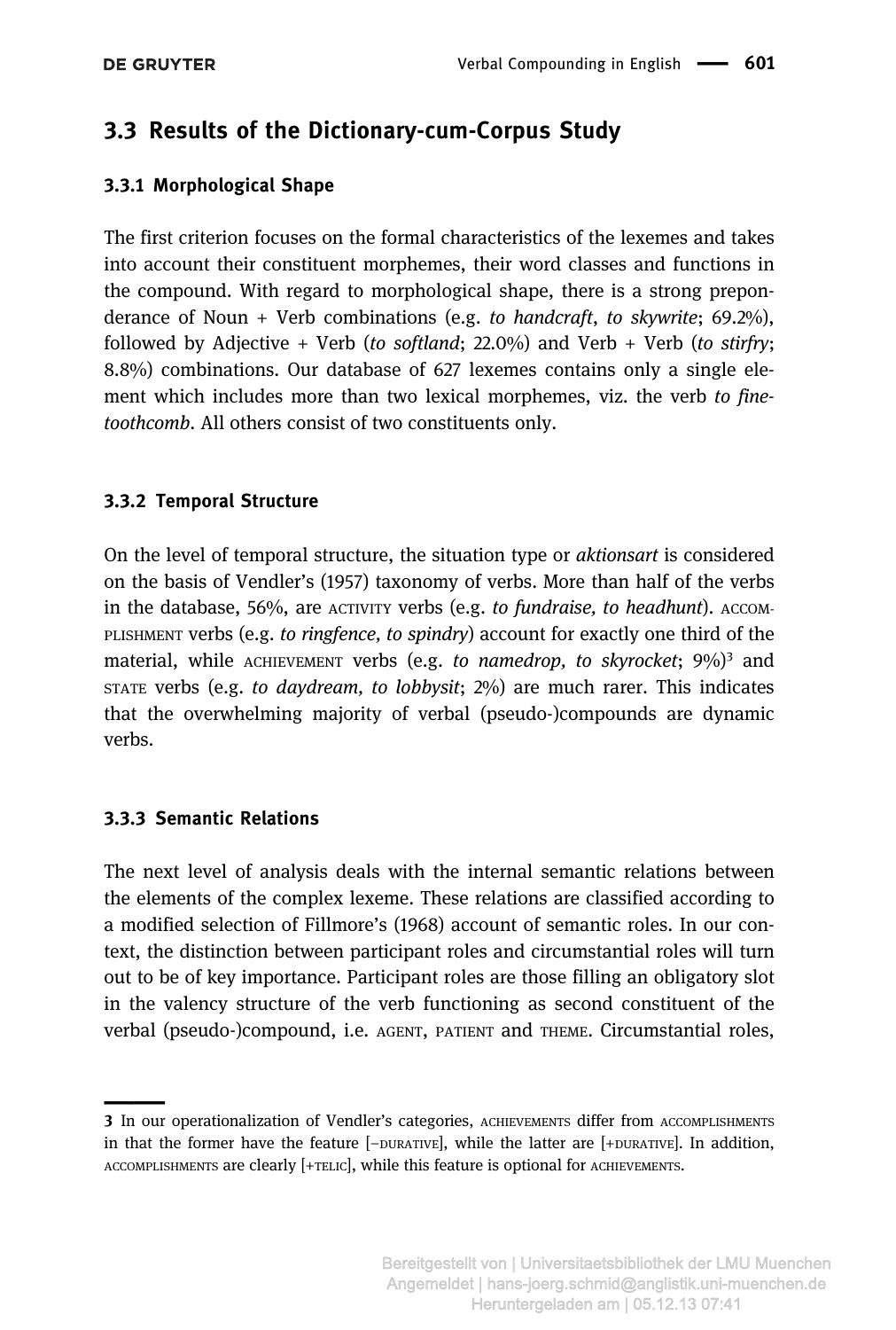## 3.3 Results of the Dictionary-cum-Corpus Study

### 3.3.1 Morphological Shape

The first criterion focuses on the formal characteristics of the lexemes and takes into account their constituent morphemes, their word classes and functions in the compound. With regard to morphological shape, there is a strong preponderance of Noun + Verb combinations (e.g. *to handcraft*, *to skywrite*; 69.2%), followed by Adjective + Verb (*to softland*; 22.0%) and Verb + Verb (*to stirfry*; 8.8%) combinations. Our database of 627 lexemes contains only a single element which includes more than two lexical morphemes, viz. the verb *to fine-toothcomb*. All others consist of two constituents only.

### 3.3.2 Temporal Structure

On the level of temporal structure, the situation type or *aktionsart* is considered on the basis of Vendler's (1957) taxonomy of verbs. More than half of the verbs in the database, 56%, are ACTIVITY verbs (e.g. *to fundraise, to headhunt*). ACCOMPLISHMENT verbs (e.g. *to ringfence, to spindry*) account for exactly one third of the material, while ACHIEVEMENT verbs (e.g. *to namedrop, to skyrocket*; 9%)[3] and STATE verbs (e.g. *to daydream, to lobbysit*; 2%) are much rarer. This indicates that the overwhelming majority of verbal (pseudo-)compounds are dynamic verbs.

### 3.3.3 Semantic Relations

The next level of analysis deals with the internal semantic relations between the elements of the complex lexeme. These relations are classified according to a modified selection of Fillmore's (1968) account of semantic roles. In our context, the distinction between participant roles and circumstantial roles will turn out to be of key importance. Participant roles are those filling an obligatory slot in the valency structure of the verb functioning as second constituent of the verbal (pseudo-)compound, i.e. AGENT, PATIENT and THEME. Circumstantial roles,

---

**3** In our operationalization of Vendler's categories, ACHIEVEMENTS differ from ACCOMPLISHMENTS in that the former have the feature [−DURATIVE], while the latter are [+DURATIVE]. In addition, ACCOMPLISHMENTS are clearly [+TELIC], while this feature is optional for ACHIEVEMENTS.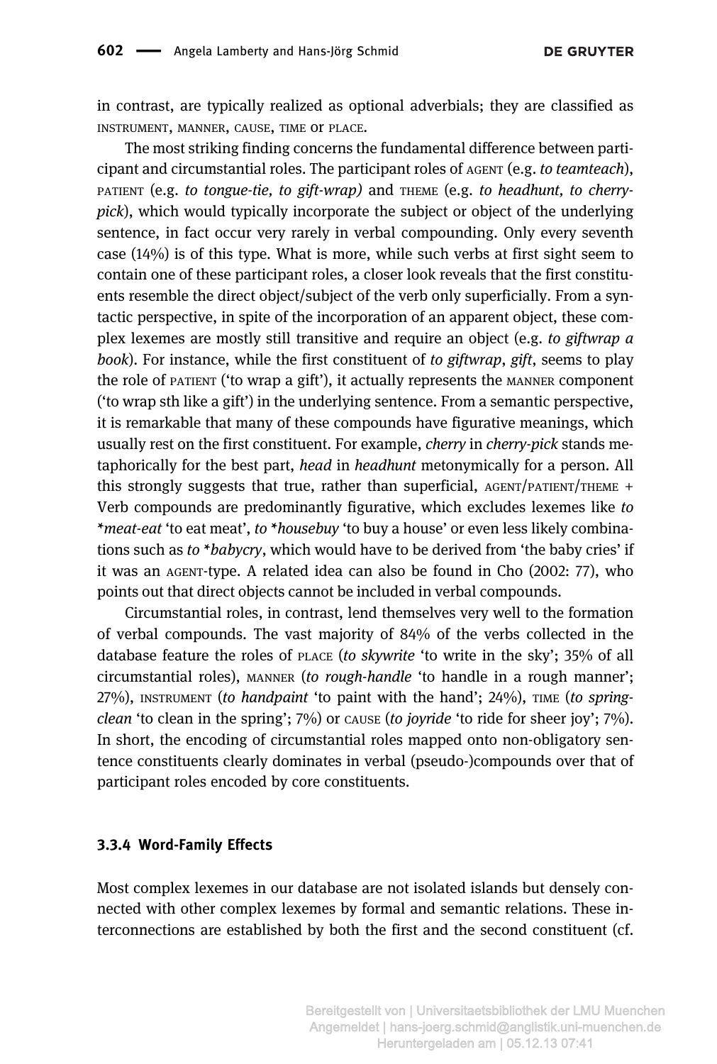in contrast, are typically realized as optional adverbials; they are classified as INSTRUMENT, MANNER, CAUSE, TIME or PLACE.

The most striking finding concerns the fundamental difference between participant and circumstantial roles. The participant roles of AGENT (e.g. *to teamteach*), PATIENT (e.g. *to tongue-tie, to gift-wrap)* and THEME (e.g. *to headhunt, to cherry-pick*), which would typically incorporate the subject or object of the underlying sentence, in fact occur very rarely in verbal compounding. Only every seventh case (14%) is of this type. What is more, while such verbs at first sight seem to contain one of these participant roles, a closer look reveals that the first constituents resemble the direct object/subject of the verb only superficially. From a syntactic perspective, in spite of the incorporation of an apparent object, these complex lexemes are mostly still transitive and require an object (e.g. *to giftwrap a book*). For instance, while the first constituent of *to giftwrap*, *gift*, seems to play the role of PATIENT ('to wrap a gift'), it actually represents the MANNER component ('to wrap sth like a gift') in the underlying sentence. From a semantic perspective, it is remarkable that many of these compounds have figurative meanings, which usually rest on the first constituent. For example, *cherry* in *cherry-pick* stands metaphorically for the best part, *head* in *headhunt* metonymically for a person. All this strongly suggests that true, rather than superficial, AGENT/PATIENT/THEME + Verb compounds are predominantly figurative, which excludes lexemes like *to \*meat-eat* 'to eat meat', *to \*housebuy* 'to buy a house' or even less likely combinations such as *to \*babycry*, which would have to be derived from 'the baby cries' if it was an AGENT-type. A related idea can also be found in Cho (2002: 77), who points out that direct objects cannot be included in verbal compounds.

Circumstantial roles, in contrast, lend themselves very well to the formation of verbal compounds. The vast majority of 84% of the verbs collected in the database feature the roles of PLACE (*to skywrite* 'to write in the sky'; 35% of all circumstantial roles), MANNER (*to rough-handle* 'to handle in a rough manner'; 27%), INSTRUMENT (*to handpaint* 'to paint with the hand'; 24%), TIME (*to spring-clean* 'to clean in the spring'; 7%) or CAUSE (*to joyride* 'to ride for sheer joy'; 7%). In short, the encoding of circumstantial roles mapped onto non-obligatory sentence constituents clearly dominates in verbal (pseudo-)compounds over that of participant roles encoded by core constituents.

### 3.3.4 Word-Family Effects

Most complex lexemes in our database are not isolated islands but densely connected with other complex lexemes by formal and semantic relations. These interconnections are established by both the first and the second constituent (cf.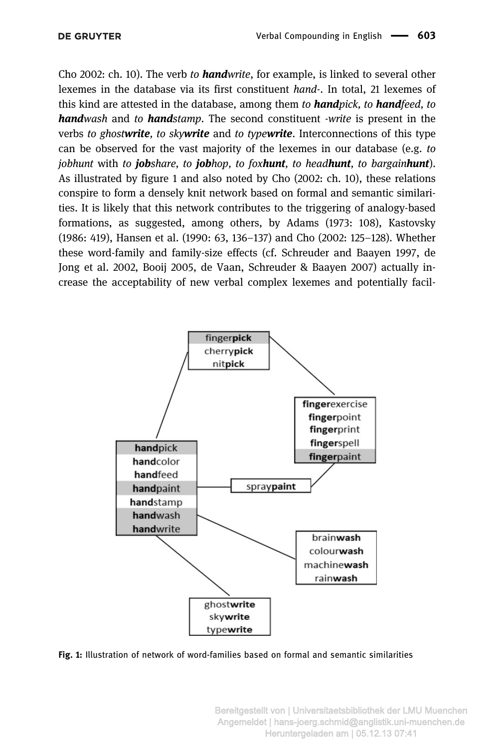Cho 2002: ch. 10). The verb *to **hand**write*, for example, is linked to several other lexemes in the database via its first constituent *hand-*. In total, 21 lexemes of this kind are attested in the database, among them *to **hand**pick, to **hand**feed, to **hand**wash* and *to **hand**stamp*. The second constituent *-write* is present in the verbs *to ghost**write**, to sky**write*** and *to type**write***. Interconnections of this type can be observed for the vast majority of the lexemes in our database (e.g. *to jobhunt* with *to **job**share, to **job**hop, to fox**hunt**, to head**hunt**, to bargain**hunt***). As illustrated by figure 1 and also noted by Cho (2002: ch. 10), these relations conspire to form a densely knit network based on formal and semantic similarities. It is likely that this network contributes to the triggering of analogy-based formations, as suggested, among others, by Adams (1973: 108), Kastovsky (1986: 419), Hansen et al. (1990: 63, 136–137) and Cho (2002: 125–128). Whether these word-family and family-size effects (cf. Schreuder and Baayen 1997, de Jong et al. 2002, Booij 2005, de Vaan, Schreuder & Baayen 2007) actually increase the acceptability of new verbal complex lexemes and potentially facil-

**Fig. 1:** Illustration of network of word-families based on formal and semantic similarities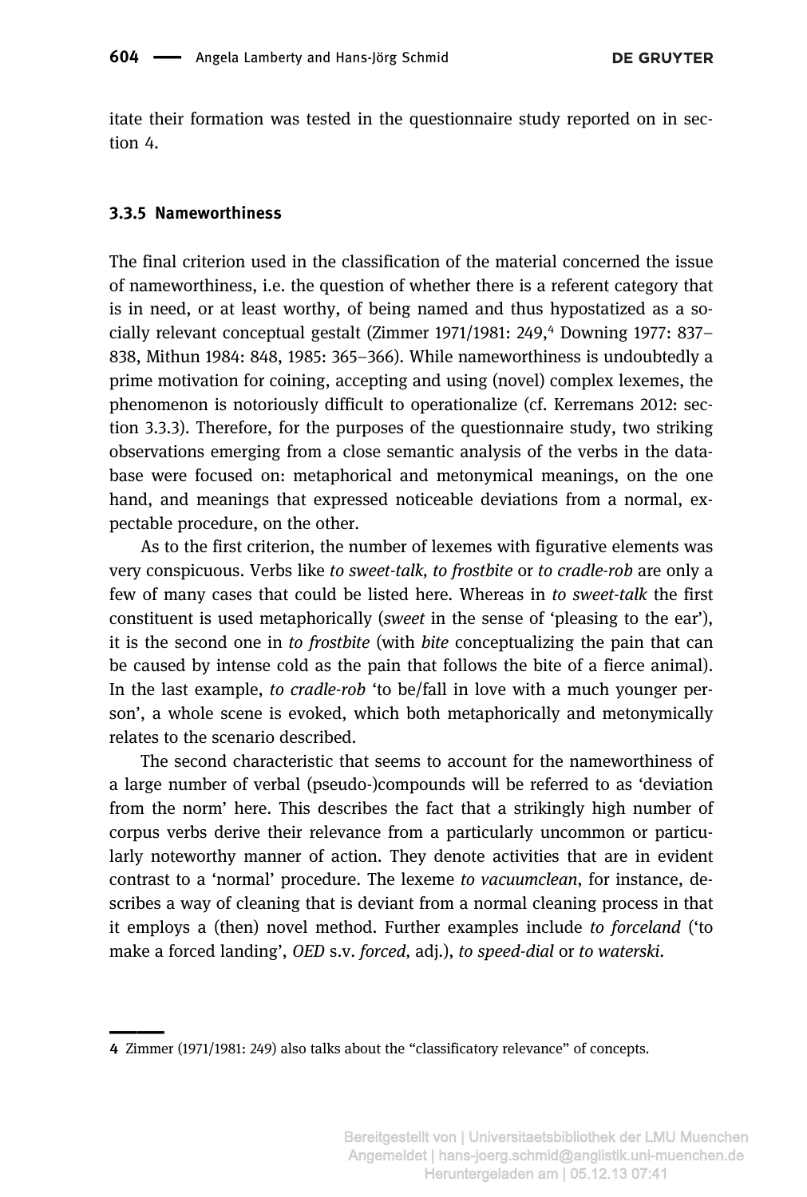itate their formation was tested in the questionnaire study reported on in section 4.

### 3.3.5 Nameworthiness

The final criterion used in the classification of the material concerned the issue of nameworthiness, i.e. the question of whether there is a referent category that is in need, or at least worthy, of being named and thus hypostatized as a socially relevant conceptual gestalt (Zimmer 1971/1981: 249,[4] Downing 1977: 837–838, Mithun 1984: 848, 1985: 365–366). While nameworthiness is undoubtedly a prime motivation for coining, accepting and using (novel) complex lexemes, the phenomenon is notoriously difficult to operationalize (cf. Kerremans 2012: section 3.3.3). Therefore, for the purposes of the questionnaire study, two striking observations emerging from a close semantic analysis of the verbs in the database were focused on: metaphorical and metonymical meanings, on the one hand, and meanings that expressed noticeable deviations from a normal, expectable procedure, on the other.

As to the first criterion, the number of lexemes with figurative elements was very conspicuous. Verbs like *to sweet-talk, to frostbite* or *to cradle-rob* are only a few of many cases that could be listed here. Whereas in *to sweet-talk* the first constituent is used metaphorically (*sweet* in the sense of 'pleasing to the ear'), it is the second one in *to frostbite* (with *bite* conceptualizing the pain that can be caused by intense cold as the pain that follows the bite of a fierce animal). In the last example, *to cradle-rob* 'to be/fall in love with a much younger person', a whole scene is evoked, which both metaphorically and metonymically relates to the scenario described.

The second characteristic that seems to account for the nameworthiness of a large number of verbal (pseudo-)compounds will be referred to as 'deviation from the norm' here. This describes the fact that a strikingly high number of corpus verbs derive their relevance from a particularly uncommon or particularly noteworthy manner of action. They denote activities that are in evident contrast to a 'normal' procedure. The lexeme *to vacuumclean*, for instance, describes a way of cleaning that is deviant from a normal cleaning process in that it employs a (then) novel method. Further examples include *to forceland* ('to make a forced landing', *OED* s.v. *forced*, adj.), *to speed-dial* or *to waterski*.

---

4 Zimmer (1971/1981: 249) also talks about the "classificatory relevance" of concepts.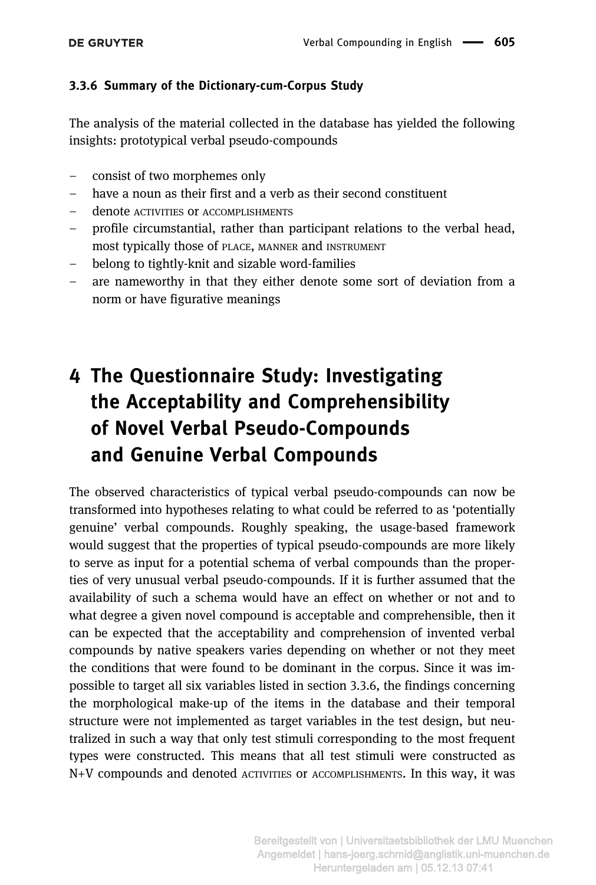### 3.3.6 Summary of the Dictionary-cum-Corpus Study

The analysis of the material collected in the database has yielded the following insights: prototypical verbal pseudo-compounds

- consist of two morphemes only
- have a noun as their first and a verb as their second constituent
- denote ACTIVITIES or ACCOMPLISHMENTS
- profile circumstantial, rather than participant relations to the verbal head, most typically those of PLACE, MANNER and INSTRUMENT
- belong to tightly-knit and sizable word-families
- are nameworthy in that they either denote some sort of deviation from a norm or have figurative meanings

# 4 The Questionnaire Study: Investigating the Acceptability and Comprehensibility of Novel Verbal Pseudo-Compounds and Genuine Verbal Compounds

The observed characteristics of typical verbal pseudo-compounds can now be transformed into hypotheses relating to what could be referred to as 'potentially genuine' verbal compounds. Roughly speaking, the usage-based framework would suggest that the properties of typical pseudo-compounds are more likely to serve as input for a potential schema of verbal compounds than the properties of very unusual verbal pseudo-compounds. If it is further assumed that the availability of such a schema would have an effect on whether or not and to what degree a given novel compound is acceptable and comprehensible, then it can be expected that the acceptability and comprehension of invented verbal compounds by native speakers varies depending on whether or not they meet the conditions that were found to be dominant in the corpus. Since it was impossible to target all six variables listed in section 3.3.6, the findings concerning the morphological make-up of the items in the database and their temporal structure were not implemented as target variables in the test design, but neutralized in such a way that only test stimuli corresponding to the most frequent types were constructed. This means that all test stimuli were constructed as N+V compounds and denoted ACTIVITIES or ACCOMPLISHMENTS. In this way, it was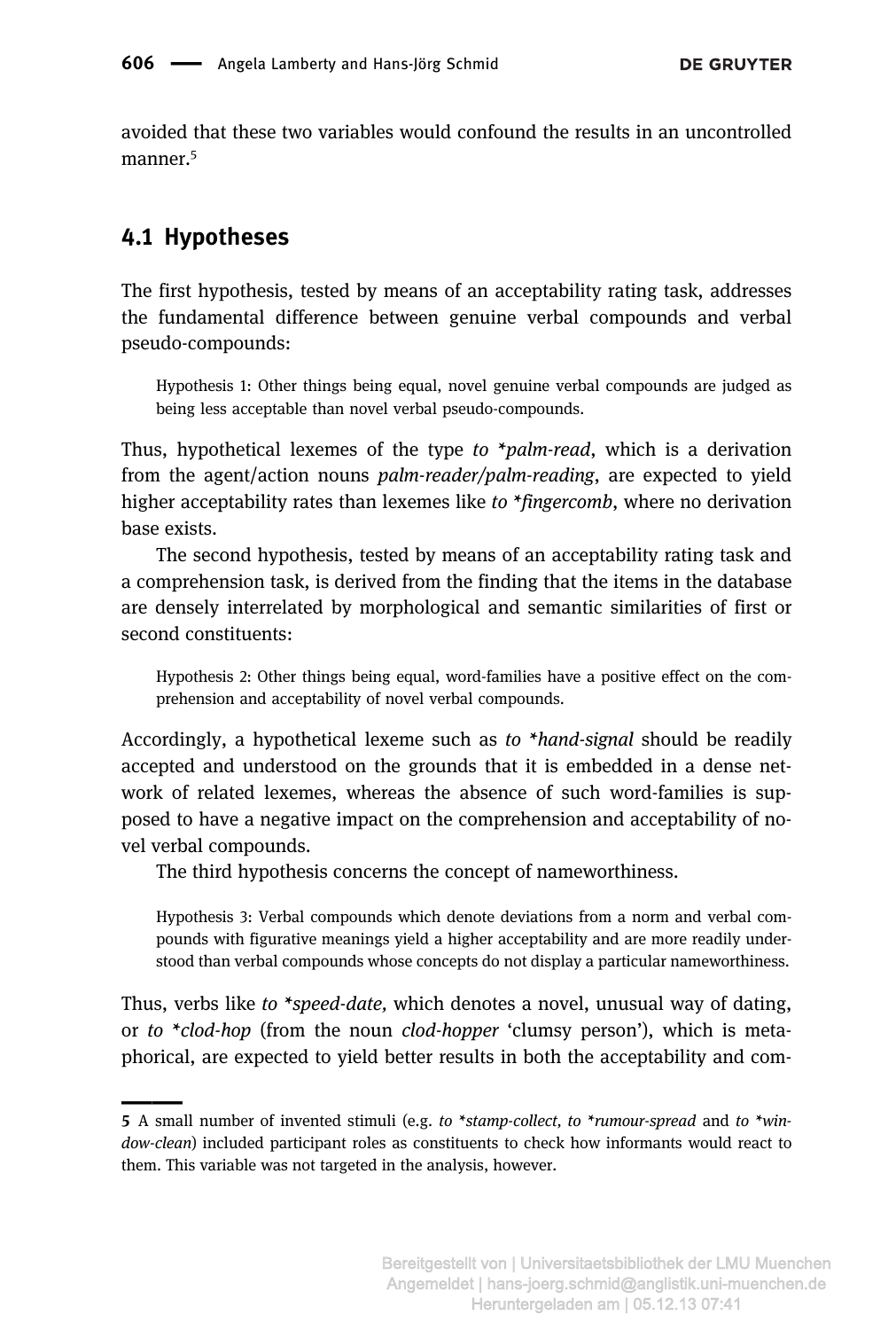avoided that these two variables would confound the results in an uncontrolled manner.[5]

## 4.1 Hypotheses

The first hypothesis, tested by means of an acceptability rating task, addresses the fundamental difference between genuine verbal compounds and verbal pseudo-compounds:

> Hypothesis 1: Other things being equal, novel genuine verbal compounds are judged as being less acceptable than novel verbal pseudo-compounds.

Thus, hypothetical lexemes of the type *to *palm-read*, which is a derivation from the agent/action nouns *palm-reader/palm-reading*, are expected to yield higher acceptability rates than lexemes like *to *fingercomb*, where no derivation base exists.

The second hypothesis, tested by means of an acceptability rating task and a comprehension task, is derived from the finding that the items in the database are densely interrelated by morphological and semantic similarities of first or second constituents:

> Hypothesis 2: Other things being equal, word-families have a positive effect on the comprehension and acceptability of novel verbal compounds.

Accordingly, a hypothetical lexeme such as *to *hand-signal* should be readily accepted and understood on the grounds that it is embedded in a dense network of related lexemes, whereas the absence of such word-families is supposed to have a negative impact on the comprehension and acceptability of novel verbal compounds.

The third hypothesis concerns the concept of nameworthiness.

> Hypothesis 3: Verbal compounds which denote deviations from a norm and verbal compounds with figurative meanings yield a higher acceptability and are more readily understood than verbal compounds whose concepts do not display a particular nameworthiness.

Thus, verbs like *to *speed-date,* which denotes a novel, unusual way of dating, or *to *clod-hop* (from the noun *clod-hopper* 'clumsy person'), which is metaphorical, are expected to yield better results in both the acceptability and com-

---

[5] A small number of invented stimuli (e.g. *to *stamp-collect, to *rumour-spread* and *to *window-clean*) included participant roles as constituents to check how informants would react to them. This variable was not targeted in the analysis, however.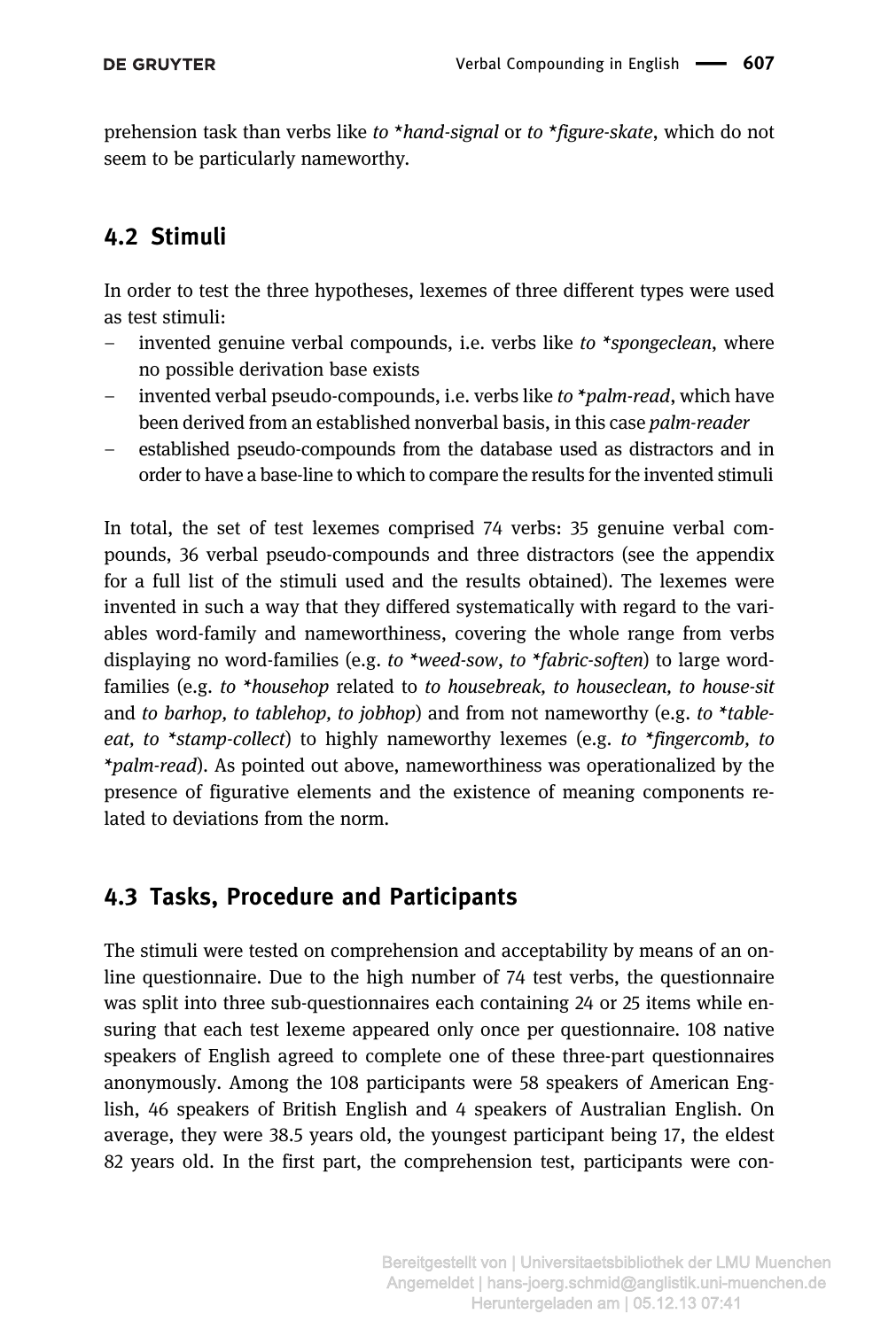prehension task than verbs like *to *hand-signal* or *to *figure-skate*, which do not seem to be particularly nameworthy.

## 4.2 Stimuli

In order to test the three hypotheses, lexemes of three different types were used as test stimuli:

- invented genuine verbal compounds, i.e. verbs like *to *spongeclean*, where no possible derivation base exists
- invented verbal pseudo-compounds, i.e. verbs like *to *palm-read*, which have been derived from an established nonverbal basis, in this case *palm-reader*
- established pseudo-compounds from the database used as distractors and in order to have a base-line to which to compare the results for the invented stimuli

In total, the set of test lexemes comprised 74 verbs: 35 genuine verbal compounds, 36 verbal pseudo-compounds and three distractors (see the appendix for a full list of the stimuli used and the results obtained). The lexemes were invented in such a way that they differed systematically with regard to the variables word-family and nameworthiness, covering the whole range from verbs displaying no word-families (e.g. *to *weed-sow*, *to *fabric-soften*) to large word-families (e.g. *to *househop* related to *to housebreak, to houseclean, to house-sit* and *to barhop, to tablehop, to jobhop*) and from not nameworthy (e.g. *to *table-eat, to *stamp-collect*) to highly nameworthy lexemes (e.g. *to *fingercomb, to *palm-read*). As pointed out above, nameworthiness was operationalized by the presence of figurative elements and the existence of meaning components related to deviations from the norm.

## 4.3 Tasks, Procedure and Participants

The stimuli were tested on comprehension and acceptability by means of an online questionnaire. Due to the high number of 74 test verbs, the questionnaire was split into three sub-questionnaires each containing 24 or 25 items while ensuring that each test lexeme appeared only once per questionnaire. 108 native speakers of English agreed to complete one of these three-part questionnaires anonymously. Among the 108 participants were 58 speakers of American English, 46 speakers of British English and 4 speakers of Australian English. On average, they were 38.5 years old, the youngest participant being 17, the eldest 82 years old. In the first part, the comprehension test, participants were con-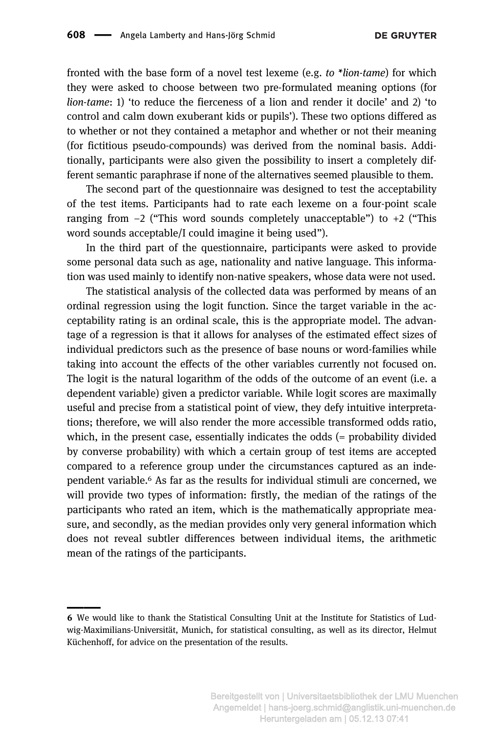fronted with the base form of a novel test lexeme (e.g. *to \*lion-tame*) for which they were asked to choose between two pre-formulated meaning options (for *lion-tame*: 1) 'to reduce the fierceness of a lion and render it docile' and 2) 'to control and calm down exuberant kids or pupils'). These two options differed as to whether or not they contained a metaphor and whether or not their meaning (for fictitious pseudo-compounds) was derived from the nominal basis. Additionally, participants were also given the possibility to insert a completely different semantic paraphrase if none of the alternatives seemed plausible to them.

The second part of the questionnaire was designed to test the acceptability of the test items. Participants had to rate each lexeme on a four-point scale ranging from –2 ("This word sounds completely unacceptable") to +2 ("This word sounds acceptable/I could imagine it being used").

In the third part of the questionnaire, participants were asked to provide some personal data such as age, nationality and native language. This information was used mainly to identify non-native speakers, whose data were not used.

The statistical analysis of the collected data was performed by means of an ordinal regression using the logit function. Since the target variable in the acceptability rating is an ordinal scale, this is the appropriate model. The advantage of a regression is that it allows for analyses of the estimated effect sizes of individual predictors such as the presence of base nouns or word-families while taking into account the effects of the other variables currently not focused on. The logit is the natural logarithm of the odds of the outcome of an event (i.e. a dependent variable) given a predictor variable. While logit scores are maximally useful and precise from a statistical point of view, they defy intuitive interpretations; therefore, we will also render the more accessible transformed odds ratio, which, in the present case, essentially indicates the odds (= probability divided by converse probability) with which a certain group of test items are accepted compared to a reference group under the circumstances captured as an independent variable.[6] As far as the results for individual stimuli are concerned, we will provide two types of information: firstly, the median of the ratings of the participants who rated an item, which is the mathematically appropriate measure, and secondly, as the median provides only very general information which does not reveal subtler differences between individual items, the arithmetic mean of the ratings of the participants.

---

6 We would like to thank the Statistical Consulting Unit at the Institute for Statistics of Ludwig-Maximilians-Universität, Munich, for statistical consulting, as well as its director, Helmut Küchenhoff, for advice on the presentation of the results.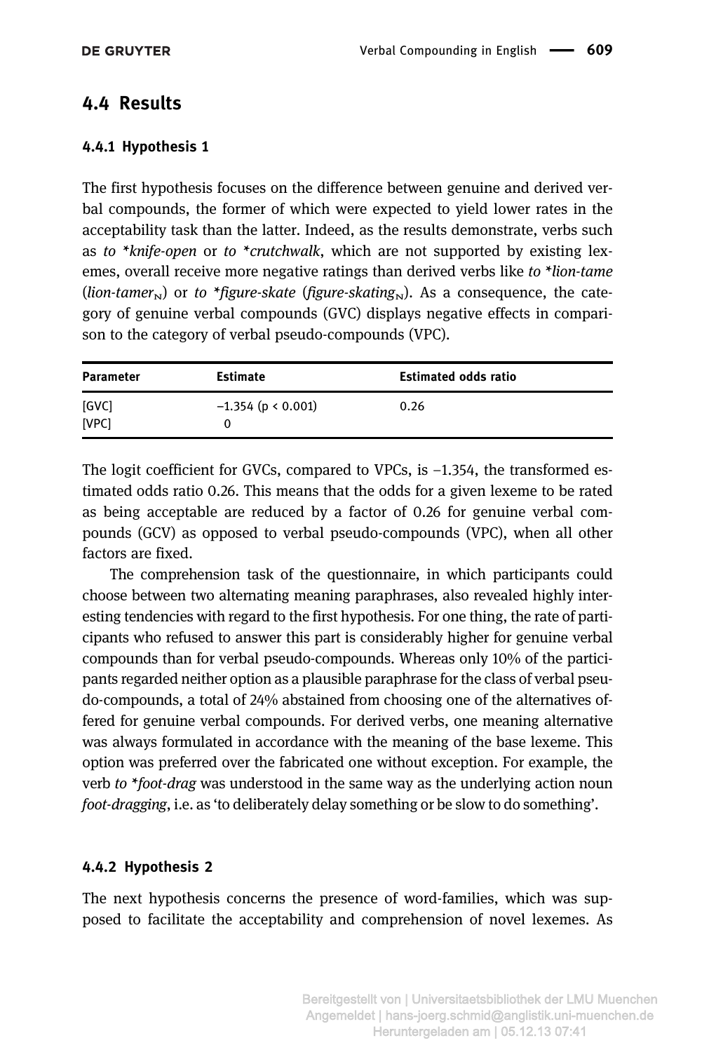## 4.4 Results

### 4.4.1 Hypothesis 1

The first hypothesis focuses on the difference between genuine and derived verbal compounds, the former of which were expected to yield lower rates in the acceptability task than the latter. Indeed, as the results demonstrate, verbs such as *to \*knife-open* or *to \*crutchwalk*, which are not supported by existing lexemes, overall receive more negative ratings than derived verbs like *to \*lion-tame* (*lion-tamer*$_{N}$) or *to \*figure-skate* (*figure-skating*$_{N}$). As a consequence, the category of genuine verbal compounds (GVC) displays negative effects in comparison to the category of verbal pseudo-compounds (VPC).

| Parameter | Estimate | Estimated odds ratio |
|---|---|---|
| [GVC] | –1.354 ($p < 0.001$) | 0.26 |
| [VPC] | 0 | |

The logit coefficient for GVCs, compared to VPCs, is –1.354, the transformed estimated odds ratio 0.26. This means that the odds for a given lexeme to be rated as being acceptable are reduced by a factor of 0.26 for genuine verbal compounds (GCV) as opposed to verbal pseudo-compounds (VPC), when all other factors are fixed.

The comprehension task of the questionnaire, in which participants could choose between two alternating meaning paraphrases, also revealed highly interesting tendencies with regard to the first hypothesis. For one thing, the rate of participants who refused to answer this part is considerably higher for genuine verbal compounds than for verbal pseudo-compounds. Whereas only 10% of the participants regarded neither option as a plausible paraphrase for the class of verbal pseudo-compounds, a total of 24% abstained from choosing one of the alternatives offered for genuine verbal compounds. For derived verbs, one meaning alternative was always formulated in accordance with the meaning of the base lexeme. This option was preferred over the fabricated one without exception. For example, the verb *to \*foot-drag* was understood in the same way as the underlying action noun *foot-dragging*, i.e. as 'to deliberately delay something or be slow to do something'.

### 4.4.2 Hypothesis 2

The next hypothesis concerns the presence of word-families, which was supposed to facilitate the acceptability and comprehension of novel lexemes. As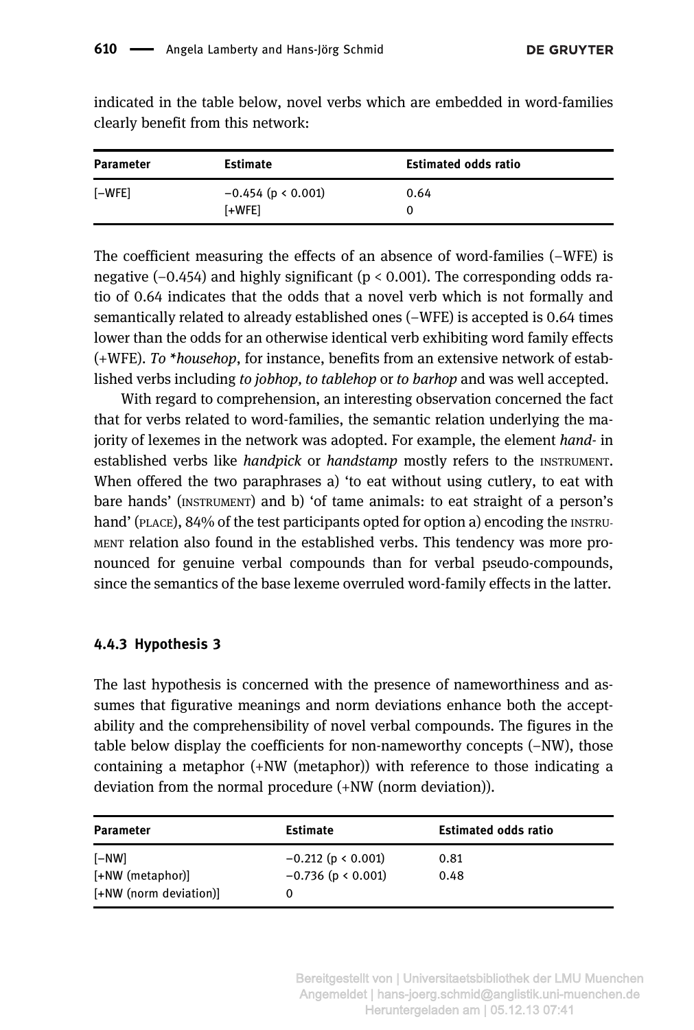indicated in the table below, novel verbs which are embedded in word-families clearly benefit from this network:

| Parameter | Estimate | Estimated odds ratio |
|---|---|---|
| [–WFE] | –0.454 ($p < 0.001$) | 0.64 |
| | [+WFE] | 0 |

The coefficient measuring the effects of an absence of word-families (–WFE) is negative (–0.454) and highly significant ($p < 0.001$). The corresponding odds ratio of 0.64 indicates that the odds that a novel verb which is not formally and semantically related to already established ones (–WFE) is accepted is 0.64 times lower than the odds for an otherwise identical verb exhibiting word family effects (+WFE). *To \*househop*, for instance, benefits from an extensive network of established verbs including *to jobhop, to tablehop* or *to barhop* and was well accepted.

With regard to comprehension, an interesting observation concerned the fact that for verbs related to word-families, the semantic relation underlying the majority of lexemes in the network was adopted. For example, the element *hand-* in established verbs like *handpick* or *handstamp* mostly refers to the INSTRUMENT. When offered the two paraphrases a) 'to eat without using cutlery, to eat with bare hands' (INSTRUMENT) and b) 'of tame animals: to eat straight of a person's hand' (PLACE), 84% of the test participants opted for option a) encoding the INSTRUMENT relation also found in the established verbs. This tendency was more pronounced for genuine verbal compounds than for verbal pseudo-compounds, since the semantics of the base lexeme overruled word-family effects in the latter.

#### 4.4.3 Hypothesis 3

The last hypothesis is concerned with the presence of nameworthiness and assumes that figurative meanings and norm deviations enhance both the acceptability and the comprehensibility of novel verbal compounds. The figures in the table below display the coefficients for non-nameworthy concepts (–NW), those containing a metaphor (+NW (metaphor)) with reference to those indicating a deviation from the normal procedure (+NW (norm deviation)).

| Parameter | Estimate | Estimated odds ratio |
|---|---|---|
| [–NW] | –0.212 ($p < 0.001$) | 0.81 |
| [+NW (metaphor)] | –0.736 ($p < 0.001$) | 0.48 |
| [+NW (norm deviation)] | 0 | |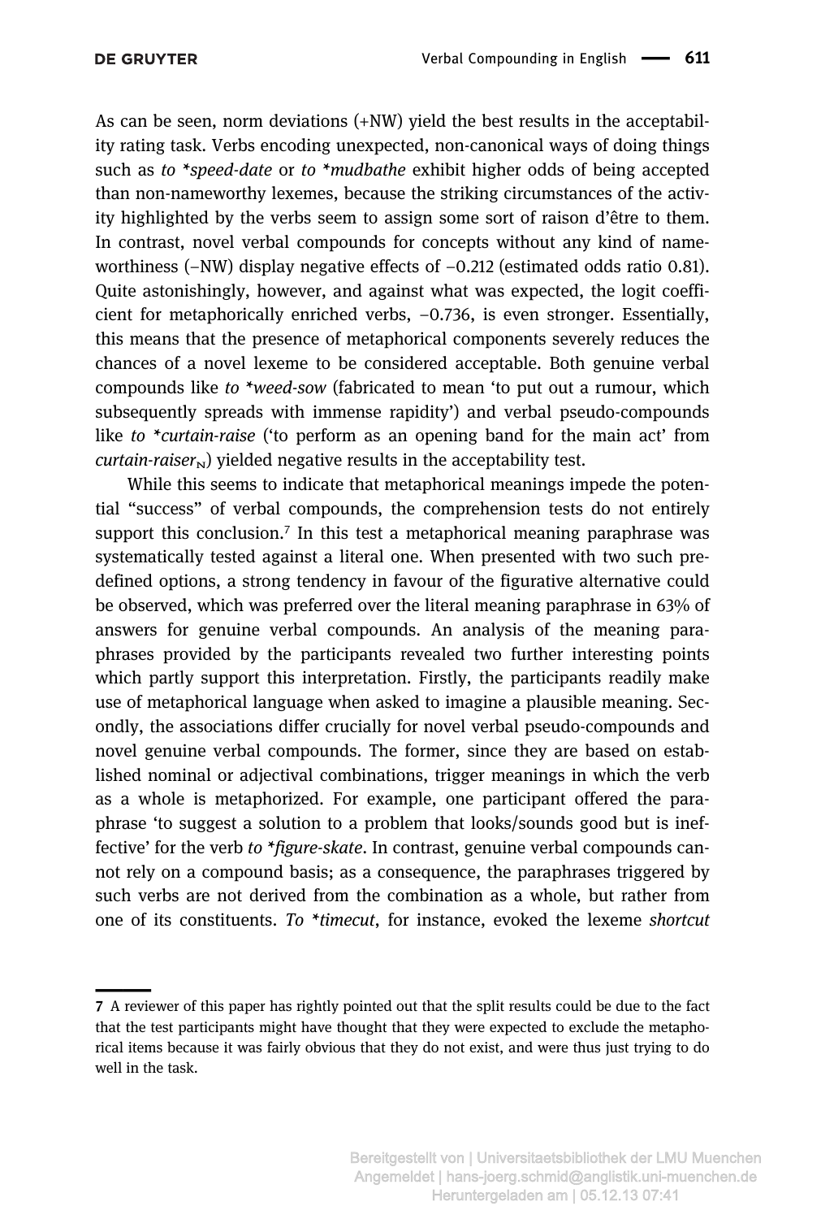As can be seen, norm deviations (+NW) yield the best results in the acceptability rating task. Verbs encoding unexpected, non-canonical ways of doing things such as *to \*speed-date* or *to \*mudbathe* exhibit higher odds of being accepted than non-nameworthy lexemes, because the striking circumstances of the activity highlighted by the verbs seem to assign some sort of raison d'être to them. In contrast, novel verbal compounds for concepts without any kind of nameworthiness (–NW) display negative effects of –0.212 (estimated odds ratio 0.81). Quite astonishingly, however, and against what was expected, the logit coefficient for metaphorically enriched verbs, –0.736, is even stronger. Essentially, this means that the presence of metaphorical components severely reduces the chances of a novel lexeme to be considered acceptable. Both genuine verbal compounds like *to \*weed-sow* (fabricated to mean 'to put out a rumour, which subsequently spreads with immense rapidity') and verbal pseudo-compounds like *to \*curtain-raise* ('to perform as an opening band for the main act' from *curtain-raiser*$_N$) yielded negative results in the acceptability test.

While this seems to indicate that metaphorical meanings impede the potential "success" of verbal compounds, the comprehension tests do not entirely support this conclusion.[7] In this test a metaphorical meaning paraphrase was systematically tested against a literal one. When presented with two such predefined options, a strong tendency in favour of the figurative alternative could be observed, which was preferred over the literal meaning paraphrase in 63% of answers for genuine verbal compounds. An analysis of the meaning paraphrases provided by the participants revealed two further interesting points which partly support this interpretation. Firstly, the participants readily make use of metaphorical language when asked to imagine a plausible meaning. Secondly, the associations differ crucially for novel verbal pseudo-compounds and novel genuine verbal compounds. The former, since they are based on established nominal or adjectival combinations, trigger meanings in which the verb as a whole is metaphorized. For example, one participant offered the paraphrase 'to suggest a solution to a problem that looks/sounds good but is ineffective' for the verb *to \*figure-skate*. In contrast, genuine verbal compounds cannot rely on a compound basis; as a consequence, the paraphrases triggered by such verbs are not derived from the combination as a whole, but rather from one of its constituents. *To \*timecut*, for instance, evoked the lexeme *shortcut*

---

7 A reviewer of this paper has rightly pointed out that the split results could be due to the fact that the test participants might have thought that they were expected to exclude the metaphorical items because it was fairly obvious that they do not exist, and were thus just trying to do well in the task.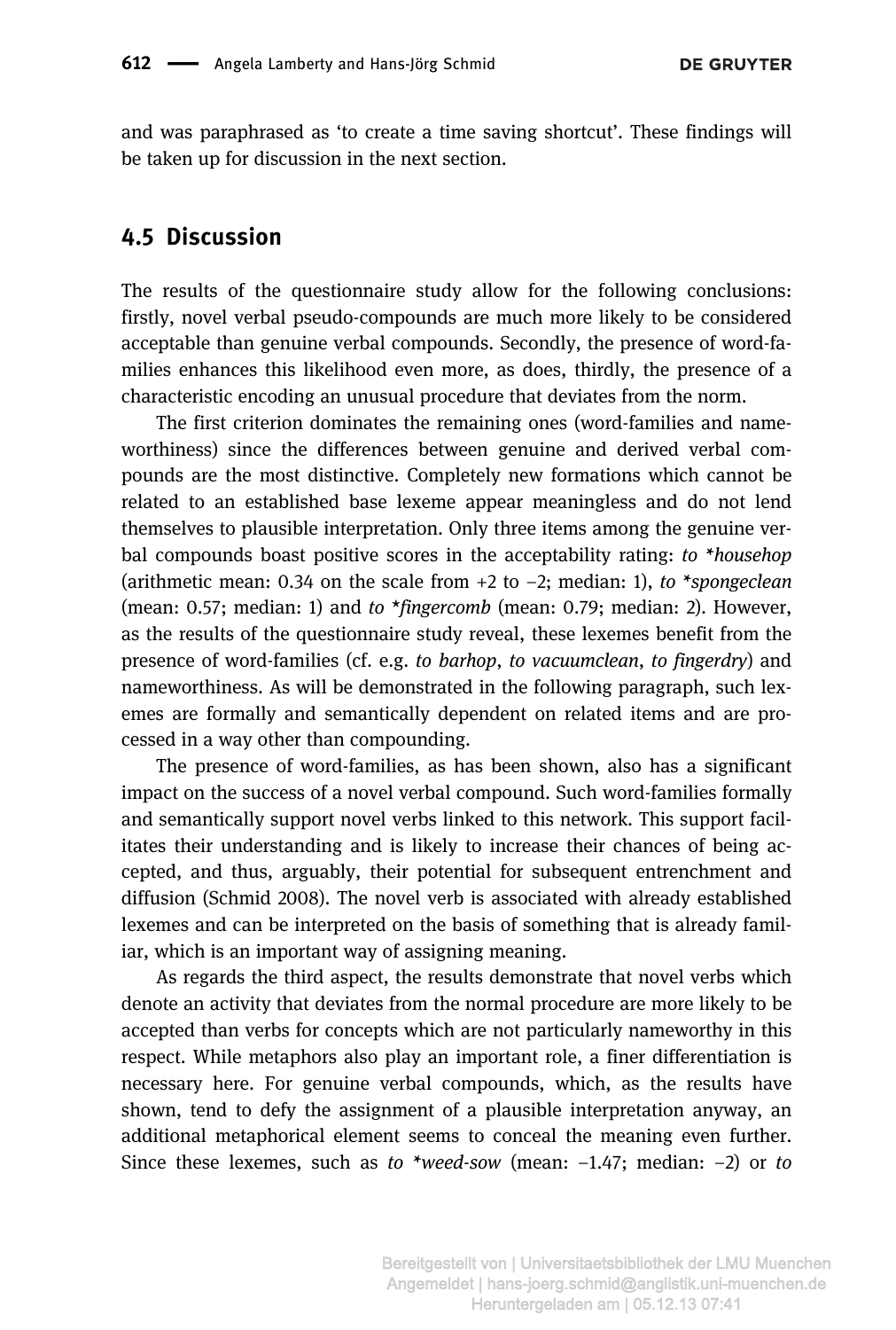and was paraphrased as 'to create a time saving shortcut'. These findings will be taken up for discussion in the next section.

## 4.5 Discussion

The results of the questionnaire study allow for the following conclusions: firstly, novel verbal pseudo-compounds are much more likely to be considered acceptable than genuine verbal compounds. Secondly, the presence of word-families enhances this likelihood even more, as does, thirdly, the presence of a characteristic encoding an unusual procedure that deviates from the norm.

The first criterion dominates the remaining ones (word-families and name-worthiness) since the differences between genuine and derived verbal compounds are the most distinctive. Completely new formations which cannot be related to an established base lexeme appear meaningless and do not lend themselves to plausible interpretation. Only three items among the genuine verbal compounds boast positive scores in the acceptability rating: *to \*househop* (arithmetic mean: 0.34 on the scale from +2 to −2; median: 1), *to \*spongeclean* (mean: 0.57; median: 1) and *to \*fingercomb* (mean: 0.79; median: 2). However, as the results of the questionnaire study reveal, these lexemes benefit from the presence of word-families (cf. e.g. *to barhop*, *to vacuumclean*, *to fingerdry*) and nameworthiness. As will be demonstrated in the following paragraph, such lexemes are formally and semantically dependent on related items and are processed in a way other than compounding.

The presence of word-families, as has been shown, also has a significant impact on the success of a novel verbal compound. Such word-families formally and semantically support novel verbs linked to this network. This support facilitates their understanding and is likely to increase their chances of being accepted, and thus, arguably, their potential for subsequent entrenchment and diffusion (Schmid 2008). The novel verb is associated with already established lexemes and can be interpreted on the basis of something that is already familiar, which is an important way of assigning meaning.

As regards the third aspect, the results demonstrate that novel verbs which denote an activity that deviates from the normal procedure are more likely to be accepted than verbs for concepts which are not particularly nameworthy in this respect. While metaphors also play an important role, a finer differentiation is necessary here. For genuine verbal compounds, which, as the results have shown, tend to defy the assignment of a plausible interpretation anyway, an additional metaphorical element seems to conceal the meaning even further. Since these lexemes, such as *to \*weed-sow* (mean: −1.47; median: −2) or *to*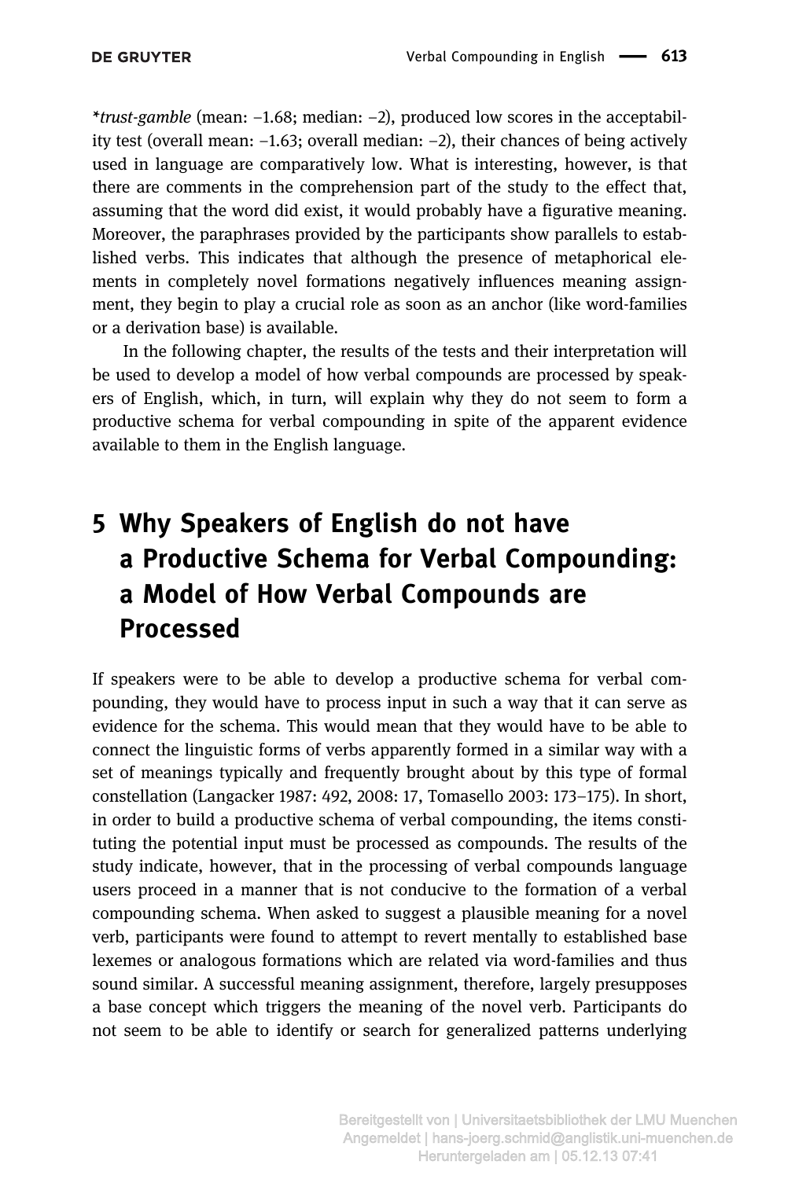**trust-gamble* (mean: –1.68; median: –2), produced low scores in the acceptability test (overall mean: –1.63; overall median: –2), their chances of being actively used in language are comparatively low. What is interesting, however, is that there are comments in the comprehension part of the study to the effect that, assuming that the word did exist, it would probably have a figurative meaning. Moreover, the paraphrases provided by the participants show parallels to established verbs. This indicates that although the presence of metaphorical elements in completely novel formations negatively influences meaning assignment, they begin to play a crucial role as soon as an anchor (like word-families or a derivation base) is available.

In the following chapter, the results of the tests and their interpretation will be used to develop a model of how verbal compounds are processed by speakers of English, which, in turn, will explain why they do not seem to form a productive schema for verbal compounding in spite of the apparent evidence available to them in the English language.

# 5 Why Speakers of English do not have a Productive Schema for Verbal Compounding: a Model of How Verbal Compounds are Processed

If speakers were to be able to develop a productive schema for verbal compounding, they would have to process input in such a way that it can serve as evidence for the schema. This would mean that they would have to be able to connect the linguistic forms of verbs apparently formed in a similar way with a set of meanings typically and frequently brought about by this type of formal constellation (Langacker 1987: 492, 2008: 17, Tomasello 2003: 173–175). In short, in order to build a productive schema of verbal compounding, the items constituting the potential input must be processed as compounds. The results of the study indicate, however, that in the processing of verbal compounds language users proceed in a manner that is not conducive to the formation of a verbal compounding schema. When asked to suggest a plausible meaning for a novel verb, participants were found to attempt to revert mentally to established base lexemes or analogous formations which are related via word-families and thus sound similar. A successful meaning assignment, therefore, largely presupposes a base concept which triggers the meaning of the novel verb. Participants do not seem to be able to identify or search for generalized patterns underlying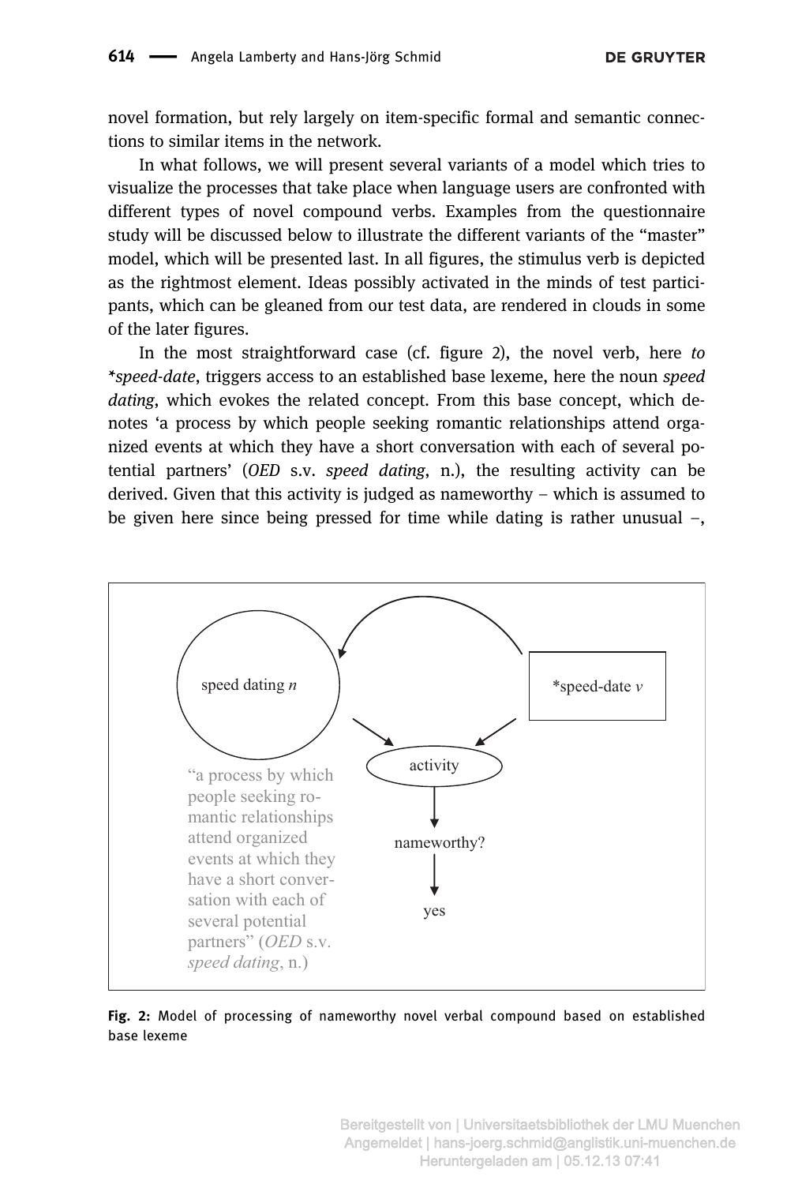novel formation, but rely largely on item-specific formal and semantic connections to similar items in the network.

In what follows, we will present several variants of a model which tries to visualize the processes that take place when language users are confronted with different types of novel compound verbs. Examples from the questionnaire study will be discussed below to illustrate the different variants of the "master" model, which will be presented last. In all figures, the stimulus verb is depicted as the rightmost element. Ideas possibly activated in the minds of test participants, which can be gleaned from our test data, are rendered in clouds in some of the later figures.

In the most straightforward case (cf. figure 2), the novel verb, here *to \*speed-date*, triggers access to an established base lexeme, here the noun *speed dating*, which evokes the related concept. From this base concept, which denotes 'a process by which people seeking romantic relationships attend organized events at which they have a short conversation with each of several potential partners' (*OED* s.v. *speed dating*, n.), the resulting activity can be derived. Given that this activity is judged as nameworthy – which is assumed to be given here since being pressed for time while dating is rather unusual –,

**Fig. 2:** Model of processing of nameworthy novel verbal compound based on established base lexeme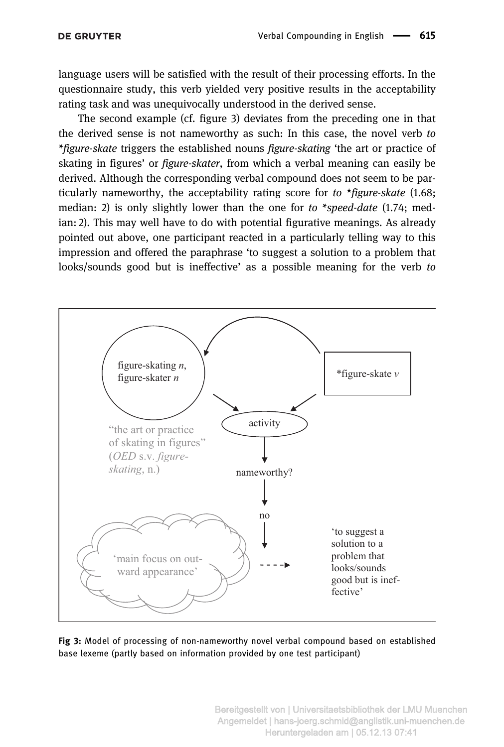language users will be satisfied with the result of their processing efforts. In the questionnaire study, this verb yielded very positive results in the acceptability rating task and was unequivocally understood in the derived sense.

The second example (cf. figure 3) deviates from the preceding one in that the derived sense is not nameworthy as such: In this case, the novel verb *to *figure-skate* triggers the established nouns *figure-skating* 'the art or practice of skating in figures' or *figure-skater*, from which a verbal meaning can easily be derived. Although the corresponding verbal compound does not seem to be particularly nameworthy, the acceptability rating score for *to *figure-skate* (1.68; median: 2) is only slightly lower than the one for *to *speed-date* (1.74; median: 2). This may well have to do with potential figurative meanings. As already pointed out above, one participant reacted in a particularly telling way to this impression and offered the paraphrase 'to suggest a solution to a problem that looks/sounds good but is ineffective' as a possible meaning for the verb *to*

figure-skating *n*, figure-skater *n*

*figure-skate *v*

activity

"the art or practice of skating in figures" (*OED* s.v. *figure-skating*, n.)

nameworthy?

no

'main focus on outward appearance'

'to suggest a solution to a problem that looks/sounds good but is ineffective'

**Fig 3:** Model of processing of non-nameworthy novel verbal compound based on established base lexeme (partly based on information provided by one test participant)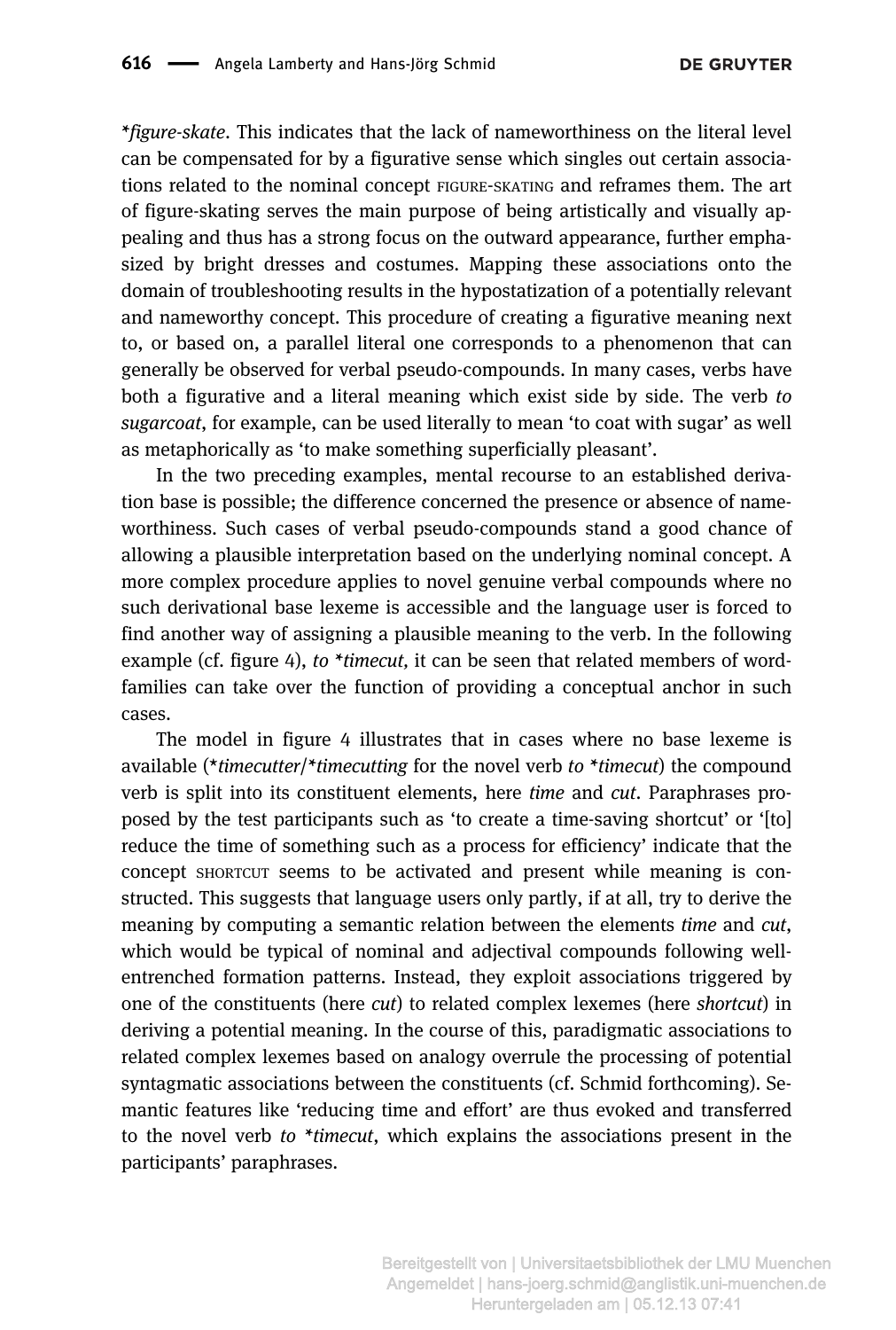**figure-skate*. This indicates that the lack of nameworthiness on the literal level can be compensated for by a figurative sense which singles out certain associations related to the nominal concept FIGURE-SKATING and reframes them. The art of figure-skating serves the main purpose of being artistically and visually appealing and thus has a strong focus on the outward appearance, further emphasized by bright dresses and costumes. Mapping these associations onto the domain of troubleshooting results in the hypostatization of a potentially relevant and nameworthy concept. This procedure of creating a figurative meaning next to, or based on, a parallel literal one corresponds to a phenomenon that can generally be observed for verbal pseudo-compounds. In many cases, verbs have both a figurative and a literal meaning which exist side by side. The verb *to sugarcoat*, for example, can be used literally to mean 'to coat with sugar' as well as metaphorically as 'to make something superficially pleasant'.

In the two preceding examples, mental recourse to an established derivation base is possible; the difference concerned the presence or absence of nameworthiness. Such cases of verbal pseudo-compounds stand a good chance of allowing a plausible interpretation based on the underlying nominal concept. A more complex procedure applies to novel genuine verbal compounds where no such derivational base lexeme is accessible and the language user is forced to find another way of assigning a plausible meaning to the verb. In the following example (cf. figure 4), *to *timecut*, it can be seen that related members of word-families can take over the function of providing a conceptual anchor in such cases.

The model in figure 4 illustrates that in cases where no base lexeme is available (**timecutter*/**timecutting* for the novel verb *to *timecut*) the compound verb is split into its constituent elements, here *time* and *cut*. Paraphrases proposed by the test participants such as 'to create a time-saving shortcut' or '[to] reduce the time of something such as a process for efficiency' indicate that the concept SHORTCUT seems to be activated and present while meaning is constructed. This suggests that language users only partly, if at all, try to derive the meaning by computing a semantic relation between the elements *time* and *cut*, which would be typical of nominal and adjectival compounds following well-entrenched formation patterns. Instead, they exploit associations triggered by one of the constituents (here *cut*) to related complex lexemes (here *shortcut*) in deriving a potential meaning. In the course of this, paradigmatic associations to related complex lexemes based on analogy overrule the processing of potential syntagmatic associations between the constituents (cf. Schmid forthcoming). Semantic features like 'reducing time and effort' are thus evoked and transferred to the novel verb *to *timecut*, which explains the associations present in the participants' paraphrases.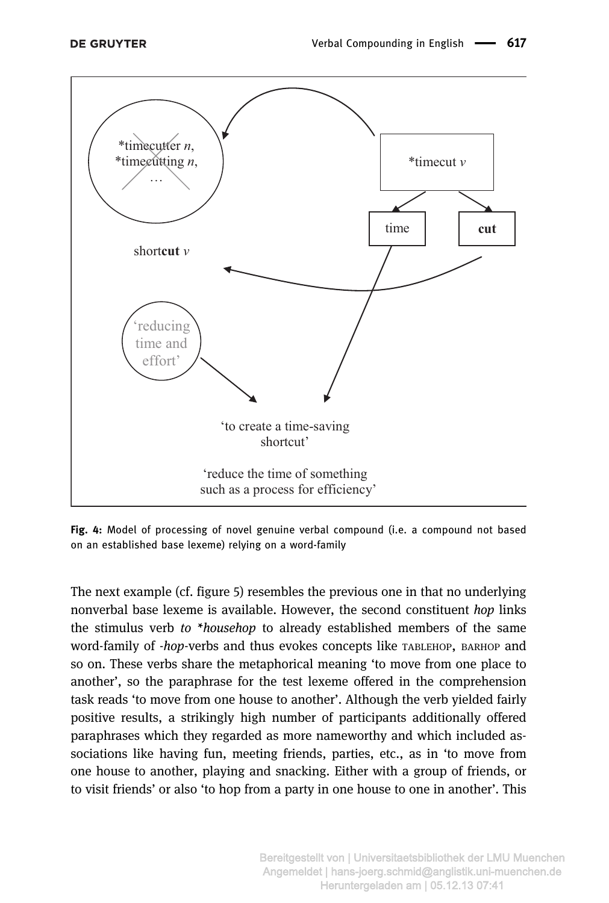*timecutter *n*,
*timecutting *n*,
…

*timecut *v*

time

**cut**

short**cut** *v*

'reducing time and effort'

'to create a time-saving shortcut'

'reduce the time of something such as a process for efficiency'

**Fig. 4:** Model of processing of novel genuine verbal compound (i.e. a compound not based on an established base lexeme) relying on a word-family

The next example (cf. figure 5) resembles the previous one in that no underlying nonverbal base lexeme is available. However, the second constituent *hop* links the stimulus verb *to *househop* to already established members of the same word-family of *-hop*-verbs and thus evokes concepts like TABLEHOP, BARHOP and so on. These verbs share the metaphorical meaning 'to move from one place to another', so the paraphrase for the test lexeme offered in the comprehension task reads 'to move from one house to another'. Although the verb yielded fairly positive results, a strikingly high number of participants additionally offered paraphrases which they regarded as more nameworthy and which included associations like having fun, meeting friends, parties, etc., as in 'to move from one house to another, playing and snacking. Either with a group of friends, or to visit friends' or also 'to hop from a party in one house to one in another'. This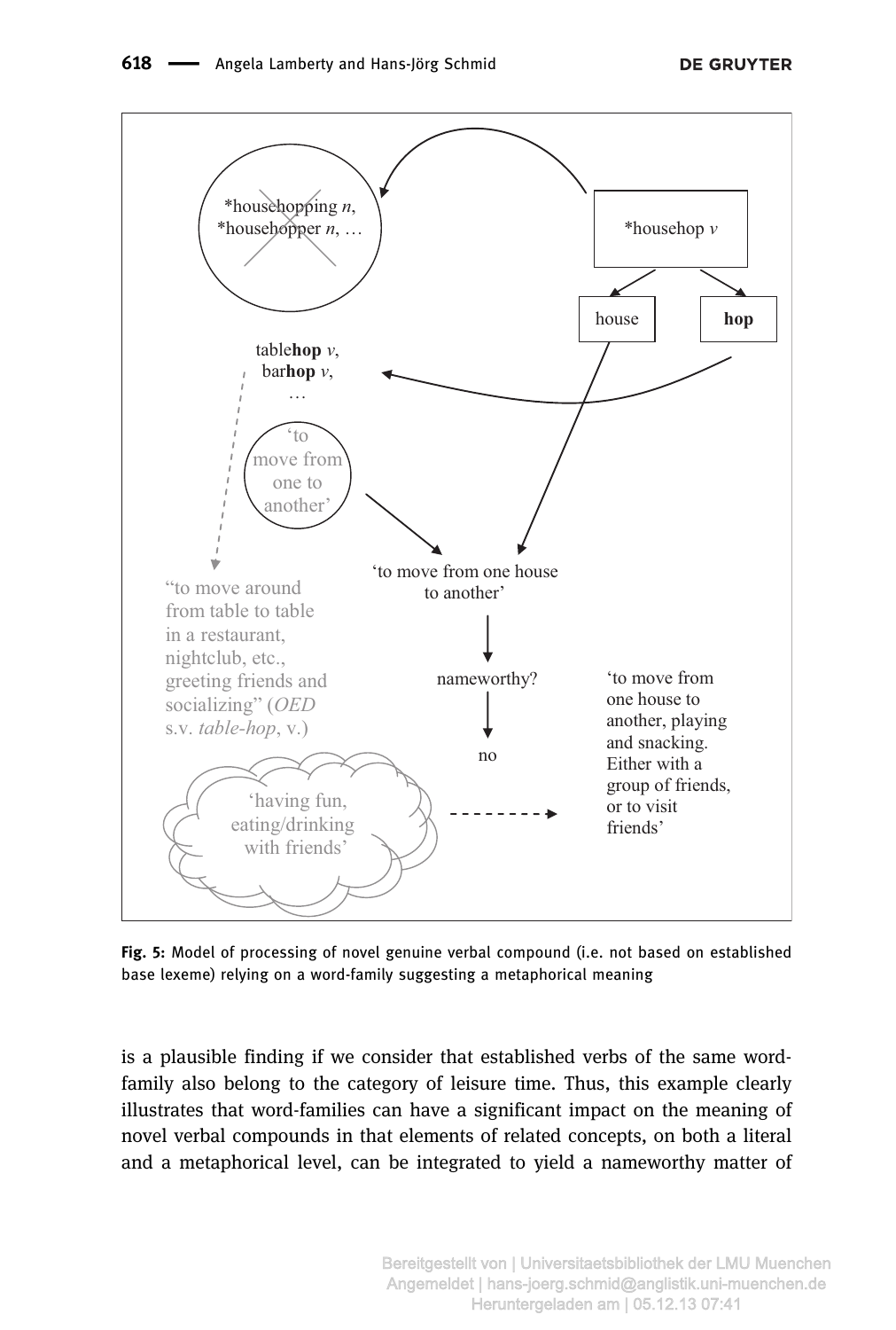**Fig. 5:** Model of processing of novel genuine verbal compound (i.e. not based on established base lexeme) relying on a word-family suggesting a metaphorical meaning

is a plausible finding if we consider that established verbs of the same word-family also belong to the category of leisure time. Thus, this example clearly illustrates that word-families can have a significant impact on the meaning of novel verbal compounds in that elements of related concepts, on both a literal and a metaphorical level, can be integrated to yield a nameworthy matter of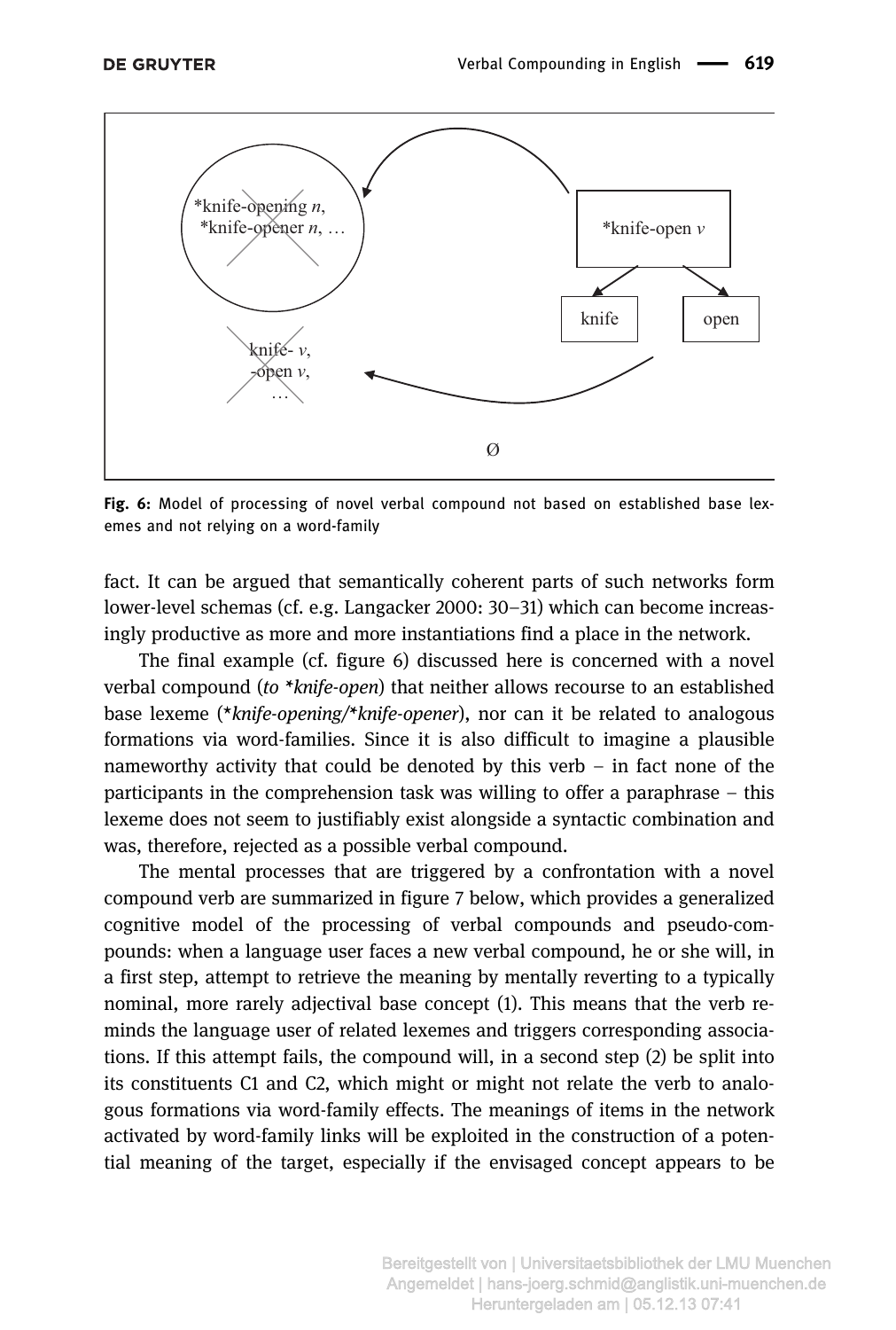*knife-opening *n*,
*knife-opener *n*, …

*knife-open *v*

knife

open

knife- *v*,
-open *v*,
…

Ø

**Fig. 6:** Model of processing of novel verbal compound not based on established base lexemes and not relying on a word-family

fact. It can be argued that semantically coherent parts of such networks form lower-level schemas (cf. e.g. Langacker 2000: 30–31) which can become increasingly productive as more and more instantiations find a place in the network.

The final example (cf. figure 6) discussed here is concerned with a novel verbal compound (*to \*knife-open*) that neither allows recourse to an established base lexeme (*\*knife-opening/\*knife-opener*), nor can it be related to analogous formations via word-families. Since it is also difficult to imagine a plausible nameworthy activity that could be denoted by this verb – in fact none of the participants in the comprehension task was willing to offer a paraphrase – this lexeme does not seem to justifiably exist alongside a syntactic combination and was, therefore, rejected as a possible verbal compound.

The mental processes that are triggered by a confrontation with a novel compound verb are summarized in figure 7 below, which provides a generalized cognitive model of the processing of verbal compounds and pseudo-compounds: when a language user faces a new verbal compound, he or she will, in a first step, attempt to retrieve the meaning by mentally reverting to a typically nominal, more rarely adjectival base concept (1). This means that the verb reminds the language user of related lexemes and triggers corresponding associations. If this attempt fails, the compound will, in a second step (2) be split into its constituents C1 and C2, which might or might not relate the verb to analogous formations via word-family effects. The meanings of items in the network activated by word-family links will be exploited in the construction of a potential meaning of the target, especially if the envisaged concept appears to be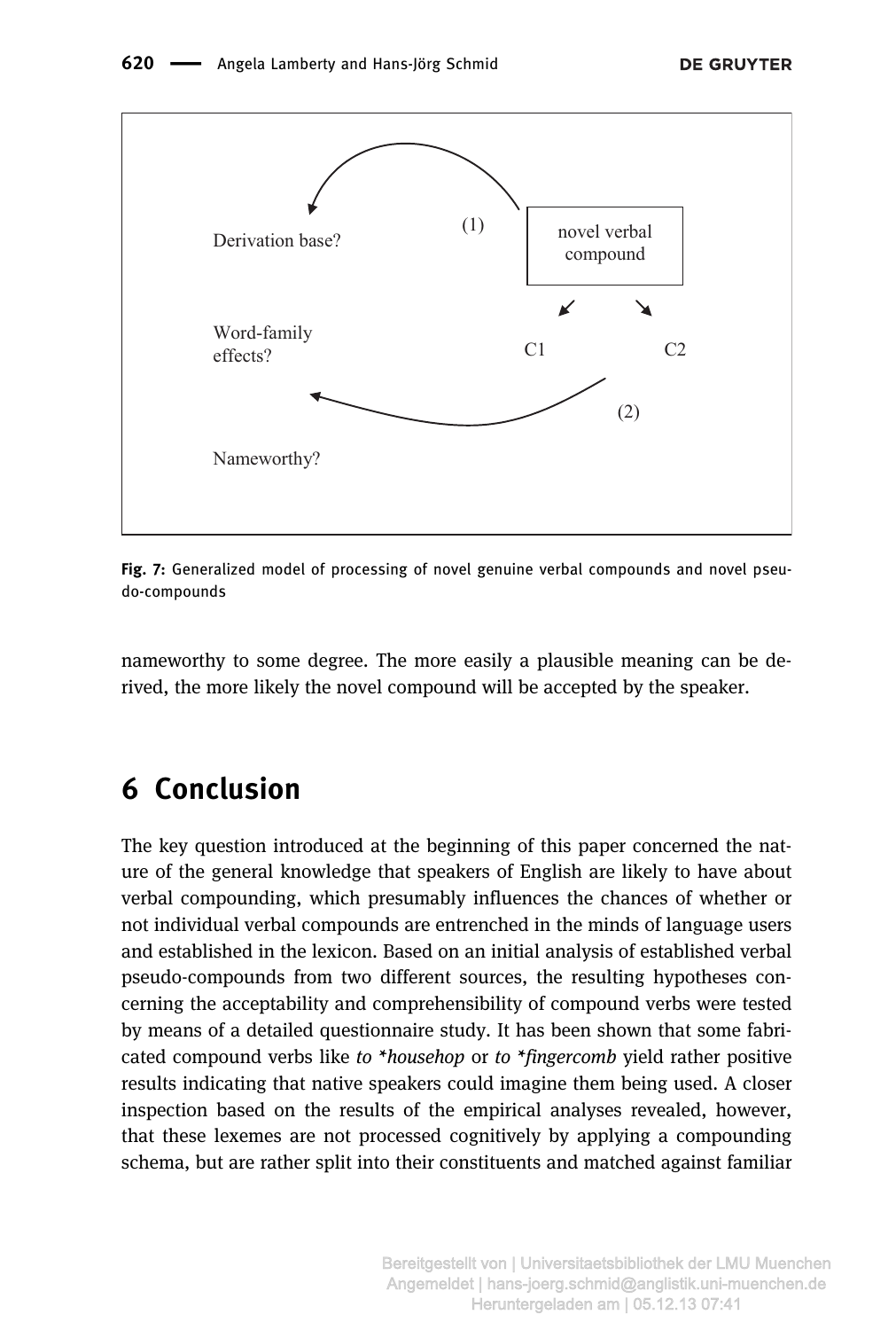Derivation base?

(1)

novel verbal compound

Word-family effects?

C1

C2

(2)

Nameworthy?

**Fig. 7:** Generalized model of processing of novel genuine verbal compounds and novel pseudo-compounds

nameworthy to some degree. The more easily a plausible meaning can be derived, the more likely the novel compound will be accepted by the speaker.

## 6 Conclusion

The key question introduced at the beginning of this paper concerned the nature of the general knowledge that speakers of English are likely to have about verbal compounding, which presumably influences the chances of whether or not individual verbal compounds are entrenched in the minds of language users and established in the lexicon. Based on an initial analysis of established verbal pseudo-compounds from two different sources, the resulting hypotheses concerning the acceptability and comprehensibility of compound verbs were tested by means of a detailed questionnaire study. It has been shown that some fabricated compound verbs like *to *househop* or *to *fingercomb* yield rather positive results indicating that native speakers could imagine them being used. A closer inspection based on the results of the empirical analyses revealed, however, that these lexemes are not processed cognitively by applying a compounding schema, but are rather split into their constituents and matched against familiar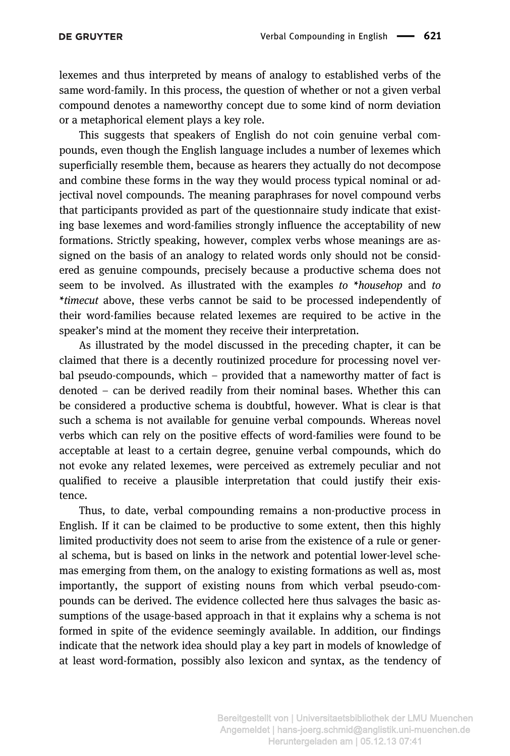lexemes and thus interpreted by means of analogy to established verbs of the same word-family. In this process, the question of whether or not a given verbal compound denotes a nameworthy concept due to some kind of norm deviation or a metaphorical element plays a key role.

This suggests that speakers of English do not coin genuine verbal compounds, even though the English language includes a number of lexemes which superficially resemble them, because as hearers they actually do not decompose and combine these forms in the way they would process typical nominal or adjectival novel compounds. The meaning paraphrases for novel compound verbs that participants provided as part of the questionnaire study indicate that existing base lexemes and word-families strongly influence the acceptability of new formations. Strictly speaking, however, complex verbs whose meanings are assigned on the basis of an analogy to related words only should not be considered as genuine compounds, precisely because a productive schema does not seem to be involved. As illustrated with the examples *to *househop* and *to *timecut* above, these verbs cannot be said to be processed independently of their word-families because related lexemes are required to be active in the speaker's mind at the moment they receive their interpretation.

As illustrated by the model discussed in the preceding chapter, it can be claimed that there is a decently routinized procedure for processing novel verbal pseudo-compounds, which – provided that a nameworthy matter of fact is denoted – can be derived readily from their nominal bases. Whether this can be considered a productive schema is doubtful, however. What is clear is that such a schema is not available for genuine verbal compounds. Whereas novel verbs which can rely on the positive effects of word-families were found to be acceptable at least to a certain degree, genuine verbal compounds, which do not evoke any related lexemes, were perceived as extremely peculiar and not qualified to receive a plausible interpretation that could justify their existence.

Thus, to date, verbal compounding remains a non-productive process in English. If it can be claimed to be productive to some extent, then this highly limited productivity does not seem to arise from the existence of a rule or general schema, but is based on links in the network and potential lower-level schemas emerging from them, on the analogy to existing formations as well as, most importantly, the support of existing nouns from which verbal pseudo-compounds can be derived. The evidence collected here thus salvages the basic assumptions of the usage-based approach in that it explains why a schema is not formed in spite of the evidence seemingly available. In addition, our findings indicate that the network idea should play a key part in models of knowledge of at least word-formation, possibly also lexicon and syntax, as the tendency of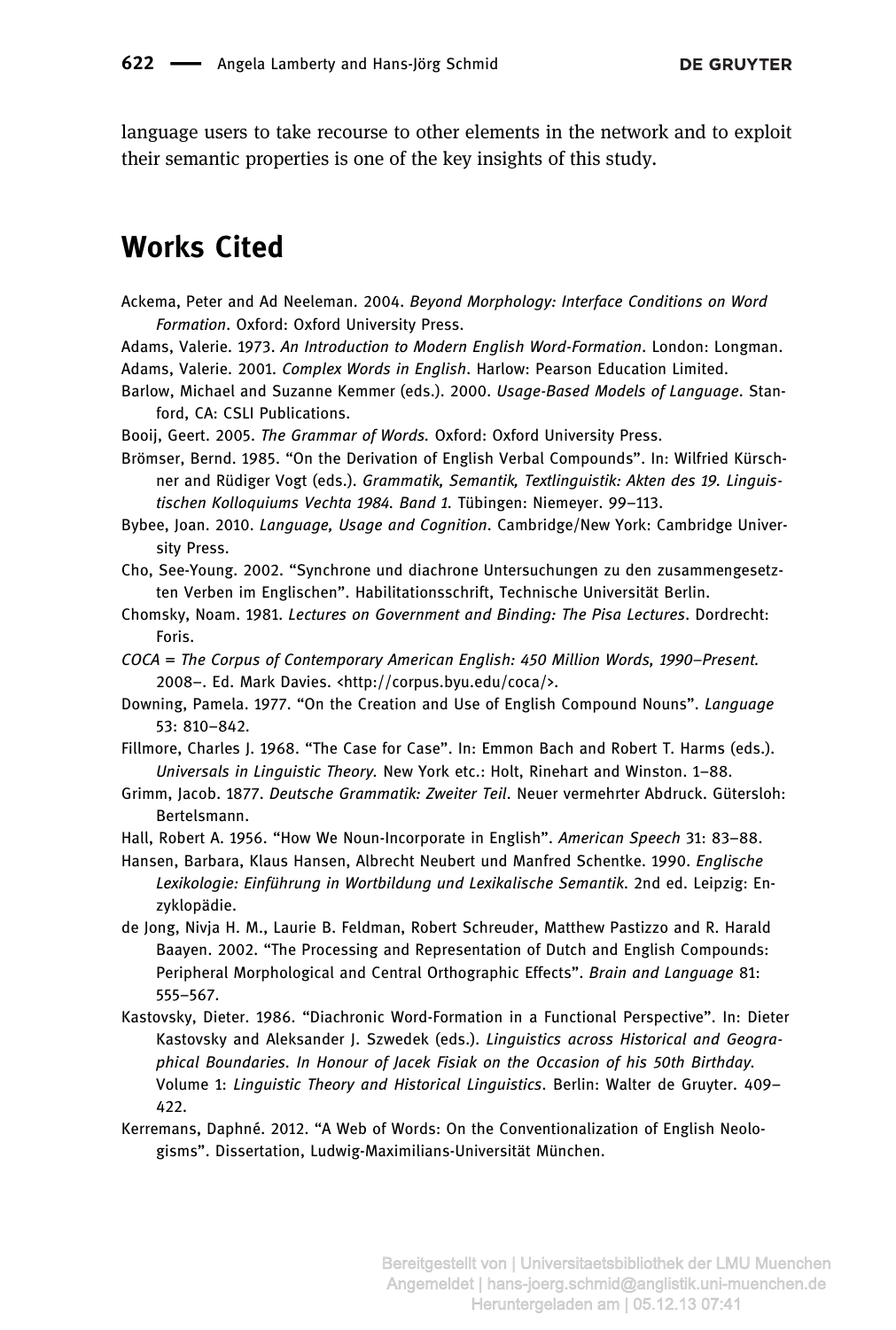language users to take recourse to other elements in the network and to exploit their semantic properties is one of the key insights of this study.

## Works Cited

Ackema, Peter and Ad Neeleman. 2004. *Beyond Morphology: Interface Conditions on Word Formation*. Oxford: Oxford University Press.

Adams, Valerie. 1973. *An Introduction to Modern English Word-Formation*. London: Longman.

Adams, Valerie. 2001. *Complex Words in English*. Harlow: Pearson Education Limited.

Barlow, Michael and Suzanne Kemmer (eds.). 2000. *Usage-Based Models of Language*. Stanford, CA: CSLI Publications.

Booij, Geert. 2005. *The Grammar of Words*. Oxford: Oxford University Press.

Brömser, Bernd. 1985. "On the Derivation of English Verbal Compounds". In: Wilfried Kürschner and Rüdiger Vogt (eds.). *Grammatik, Semantik, Textlinguistik: Akten des 19. Linguistischen Kolloquiums Vechta 1984. Band 1.* Tübingen: Niemeyer. 99–113.

Bybee, Joan. 2010. *Language, Usage and Cognition*. Cambridge/New York: Cambridge University Press.

Cho, See-Young. 2002. "Synchrone und diachrone Untersuchungen zu den zusammengesetzten Verben im Englischen". Habilitationsschrift, Technische Universität Berlin.

Chomsky, Noam. 1981. *Lectures on Government and Binding: The Pisa Lectures*. Dordrecht: Foris.

*COCA = The Corpus of Contemporary American English: 450 Million Words, 1990–Present.* 2008–. Ed. Mark Davies. <http://corpus.byu.edu/coca/>.

Downing, Pamela. 1977. "On the Creation and Use of English Compound Nouns". *Language* 53: 810–842.

Fillmore, Charles J. 1968. "The Case for Case". In: Emmon Bach and Robert T. Harms (eds.). *Universals in Linguistic Theory.* New York etc.: Holt, Rinehart and Winston. 1–88.

Grimm, Jacob. 1877. *Deutsche Grammatik: Zweiter Teil*. Neuer vermehrter Abdruck. Gütersloh: Bertelsmann.

Hall, Robert A. 1956. "How We Noun-Incorporate in English". *American Speech* 31: 83–88.

Hansen, Barbara, Klaus Hansen, Albrecht Neubert und Manfred Schentke. 1990. *Englische Lexikologie: Einführung in Wortbildung und Lexikalische Semantik*. 2nd ed. Leipzig: Enzyklopädie.

de Jong, Nivja H. M., Laurie B. Feldman, Robert Schreuder, Matthew Pastizzo and R. Harald Baayen. 2002. "The Processing and Representation of Dutch and English Compounds: Peripheral Morphological and Central Orthographic Effects". *Brain and Language* 81: 555–567.

Kastovsky, Dieter. 1986. "Diachronic Word-Formation in a Functional Perspective". In: Dieter Kastovsky and Aleksander J. Szwedek (eds.). *Linguistics across Historical and Geographical Boundaries. In Honour of Jacek Fisiak on the Occasion of his 50th Birthday.* Volume 1: *Linguistic Theory and Historical Linguistics*. Berlin: Walter de Gruyter. 409–422.

Kerremans, Daphné. 2012. "A Web of Words: On the Conventionalization of English Neologisms". Dissertation, Ludwig-Maximilians-Universität München.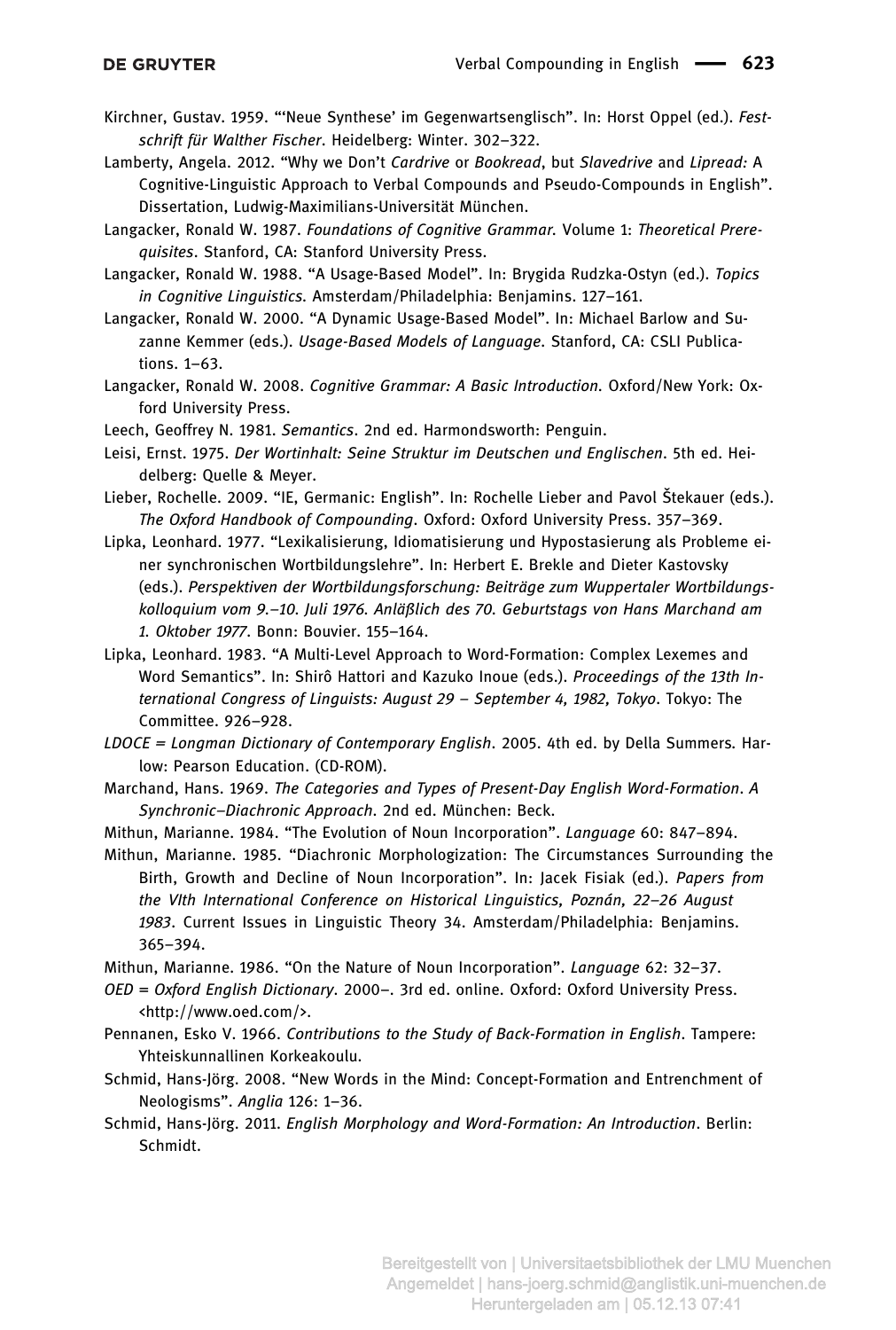Kirchner, Gustav. 1959. "'Neue Synthese' im Gegenwartsenglisch". In: Horst Oppel (ed.). *Festschrift für Walther Fischer*. Heidelberg: Winter. 302–322.

Lamberty, Angela. 2012. "Why we Don't *Cardrive* or *Bookread*, but *Slavedrive* and *Lipread:* A Cognitive-Linguistic Approach to Verbal Compounds and Pseudo-Compounds in English". Dissertation, Ludwig-Maximilians-Universität München.

Langacker, Ronald W. 1987. *Foundations of Cognitive Grammar*. Volume 1: *Theoretical Prerequisites*. Stanford, CA: Stanford University Press.

Langacker, Ronald W. 1988. "A Usage-Based Model". In: Brygida Rudzka-Ostyn (ed.). *Topics in Cognitive Linguistics*. Amsterdam/Philadelphia: Benjamins. 127–161.

Langacker, Ronald W. 2000. "A Dynamic Usage-Based Model". In: Michael Barlow and Suzanne Kemmer (eds.). *Usage-Based Models of Language*. Stanford, CA: CSLI Publications. 1–63.

Langacker, Ronald W. 2008. *Cognitive Grammar: A Basic Introduction*. Oxford/New York: Oxford University Press.

Leech, Geoffrey N. 1981. *Semantics*. 2nd ed. Harmondsworth: Penguin.

Leisi, Ernst. 1975. *Der Wortinhalt: Seine Struktur im Deutschen und Englischen*. 5th ed. Heidelberg: Quelle & Meyer.

Lieber, Rochelle. 2009. "IE, Germanic: English". In: Rochelle Lieber and Pavol Štekauer (eds.). *The Oxford Handbook of Compounding*. Oxford: Oxford University Press. 357–369.

Lipka, Leonhard. 1977. "Lexikalisierung, Idiomatisierung und Hypostasierung als Probleme einer synchronischen Wortbildungslehre". In: Herbert E. Brekle and Dieter Kastovsky (eds.). *Perspektiven der Wortbildungsforschung: Beiträge zum Wuppertaler Wortbildungskolloquium vom 9.–10. Juli 1976. Anläßlich des 70. Geburtstags von Hans Marchand am 1. Oktober 1977*. Bonn: Bouvier. 155–164.

Lipka, Leonhard. 1983. "A Multi-Level Approach to Word-Formation: Complex Lexemes and Word Semantics". In: Shirô Hattori and Kazuko Inoue (eds.). *Proceedings of the 13th International Congress of Linguists: August 29 – September 4, 1982, Tokyo*. Tokyo: The Committee. 926–928.

*LDOCE = Longman Dictionary of Contemporary English*. 2005. 4th ed. by Della Summers. Harlow: Pearson Education. (CD-ROM).

Marchand, Hans. 1969. *The Categories and Types of Present-Day English Word-Formation. A Synchronic–Diachronic Approach*. 2nd ed. München: Beck.

Mithun, Marianne. 1984. "The Evolution of Noun Incorporation". *Language* 60: 847–894.

Mithun, Marianne. 1985. "Diachronic Morphologization: The Circumstances Surrounding the Birth, Growth and Decline of Noun Incorporation". In: Jacek Fisiak (ed.). *Papers from the VIth International Conference on Historical Linguistics, Poznán, 22–26 August 1983*. Current Issues in Linguistic Theory 34. Amsterdam/Philadelphia: Benjamins. 365–394.

Mithun, Marianne. 1986. "On the Nature of Noun Incorporation". *Language* 62: 32–37.

*OED = Oxford English Dictionary*. 2000–. 3rd ed. online. Oxford: Oxford University Press. <http://www.oed.com/>.

Pennanen, Esko V. 1966. *Contributions to the Study of Back-Formation in English*. Tampere: Yhteiskunnallinen Korkeakoulu.

Schmid, Hans-Jörg. 2008. "New Words in the Mind: Concept-Formation and Entrenchment of Neologisms". *Anglia* 126: 1–36.

Schmid, Hans-Jörg. 2011. *English Morphology and Word-Formation: An Introduction*. Berlin: Schmidt.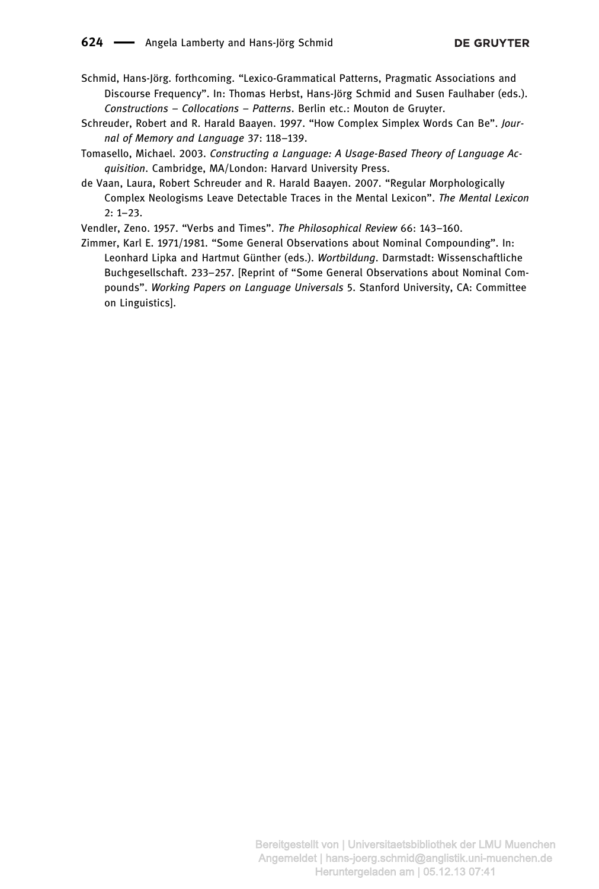Schmid, Hans-Jörg. forthcoming. "Lexico-Grammatical Patterns, Pragmatic Associations and Discourse Frequency". In: Thomas Herbst, Hans-Jörg Schmid and Susen Faulhaber (eds.). *Constructions – Collocations – Patterns*. Berlin etc.: Mouton de Gruyter.

Schreuder, Robert and R. Harald Baayen. 1997. "How Complex Simplex Words Can Be". *Journal of Memory and Language* 37: 118–139.

Tomasello, Michael. 2003. *Constructing a Language: A Usage-Based Theory of Language Acquisition*. Cambridge, MA/London: Harvard University Press.

de Vaan, Laura, Robert Schreuder and R. Harald Baayen. 2007. "Regular Morphologically Complex Neologisms Leave Detectable Traces in the Mental Lexicon". *The Mental Lexicon* 2: 1–23.

Vendler, Zeno. 1957. "Verbs and Times". *The Philosophical Review* 66: 143–160.

Zimmer, Karl E. 1971/1981. "Some General Observations about Nominal Compounding". In: Leonhard Lipka and Hartmut Günther (eds.). *Wortbildung*. Darmstadt: Wissenschaftliche Buchgesellschaft. 233–257. [Reprint of "Some General Observations about Nominal Compounds". *Working Papers on Language Universals* 5. Stanford University, CA: Committee on Linguistics].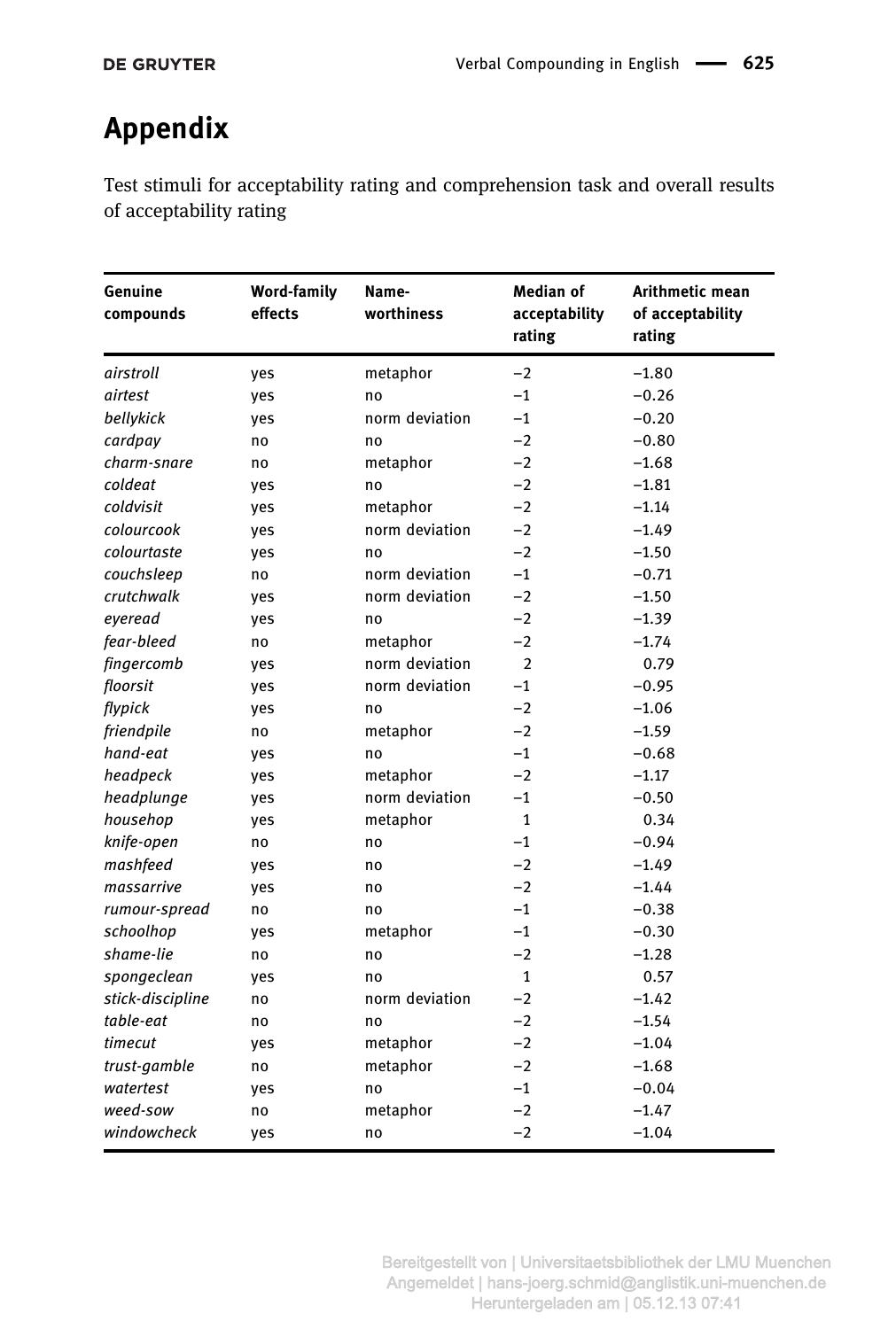# Appendix

Test stimuli for acceptability rating and comprehension task and overall results of acceptability rating

| Genuine compounds | Word-family effects | Name-worthiness | Median of acceptability rating | Arithmetic mean of acceptability rating |
|---|---|---|---|---|
| *airstroll* | yes | metaphor | −2 | −1.80 |
| *airtest* | yes | no | −1 | −0.26 |
| *bellykick* | yes | norm deviation | −1 | −0.20 |
| *cardpay* | no | no | −2 | −0.80 |
| *charm-snare* | no | metaphor | −2 | −1.68 |
| *coldeat* | yes | no | −2 | −1.81 |
| *coldvisit* | yes | metaphor | −2 | −1.14 |
| *colourcook* | yes | norm deviation | −2 | −1.49 |
| *colourtaste* | yes | no | −2 | −1.50 |
| *couchsleep* | no | norm deviation | −1 | −0.71 |
| *crutchwalk* | yes | norm deviation | −2 | −1.50 |
| *eyeread* | yes | no | −2 | −1.39 |
| *fear-bleed* | no | metaphor | −2 | −1.74 |
| *fingercomb* | yes | norm deviation | 2 | 0.79 |
| *floorsit* | yes | norm deviation | −1 | −0.95 |
| *flypick* | yes | no | −2 | −1.06 |
| *friendpile* | no | metaphor | −2 | −1.59 |
| *hand-eat* | yes | no | −1 | −0.68 |
| *headpeck* | yes | metaphor | −2 | −1.17 |
| *headplunge* | yes | norm deviation | −1 | −0.50 |
| *househop* | yes | metaphor | 1 | 0.34 |
| *knife-open* | no | no | −1 | −0.94 |
| *mashfeed* | yes | no | −2 | −1.49 |
| *massarrive* | yes | no | −2 | −1.44 |
| *rumour-spread* | no | no | −1 | −0.38 |
| *schoolhop* | yes | metaphor | −1 | −0.30 |
| *shame-lie* | no | no | −2 | −1.28 |
| *spongeclean* | yes | no | 1 | 0.57 |
| *stick-discipline* | no | norm deviation | −2 | −1.42 |
| *table-eat* | no | no | −2 | −1.54 |
| *timecut* | yes | metaphor | −2 | −1.04 |
| *trust-gamble* | no | metaphor | −2 | −1.68 |
| *watertest* | yes | no | −1 | −0.04 |
| *weed-sow* | no | metaphor | −2 | −1.47 |
| *windowcheck* | yes | no | −2 | −1.04 |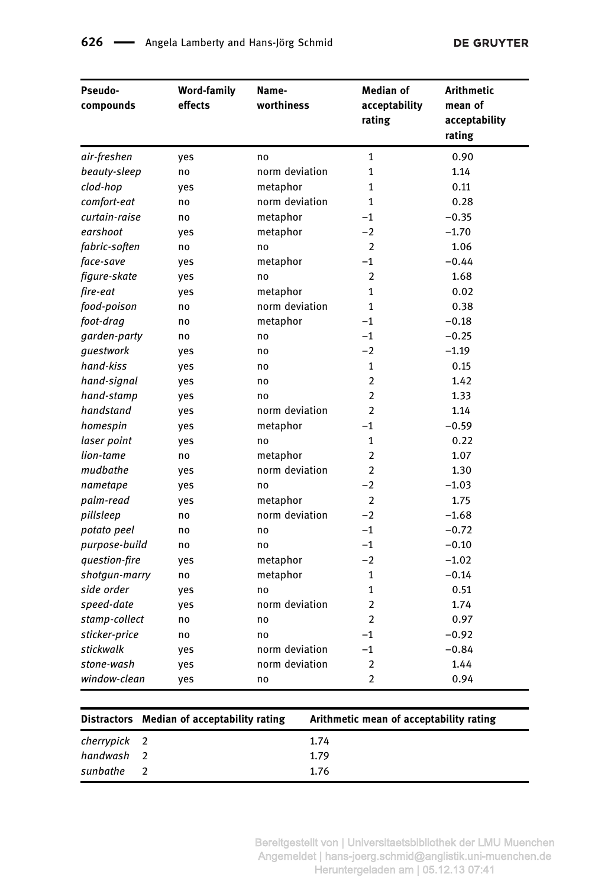| Pseudo-compounds | Word-family effects | Name-worthiness | Median of acceptability rating | Arithmetic mean of acceptability rating |
|---|---|---|---|---|
| *air-freshen* | yes | no | 1 | 0.90 |
| *beauty-sleep* | no | norm deviation | 1 | 1.14 |
| *clod-hop* | yes | metaphor | 1 | 0.11 |
| *comfort-eat* | no | norm deviation | 1 | 0.28 |
| *curtain-raise* | no | metaphor | −1 | −0.35 |
| *earshoot* | yes | metaphor | −2 | −1.70 |
| *fabric-soften* | no | no | 2 | 1.06 |
| *face-save* | yes | metaphor | −1 | −0.44 |
| *figure-skate* | yes | no | 2 | 1.68 |
| *fire-eat* | yes | metaphor | 1 | 0.02 |
| *food-poison* | no | norm deviation | 1 | 0.38 |
| *foot-drag* | no | metaphor | −1 | −0.18 |
| *garden-party* | no | no | −1 | −0.25 |
| *guestwork* | yes | no | −2 | −1.19 |
| *hand-kiss* | yes | no | 1 | 0.15 |
| *hand-signal* | yes | no | 2 | 1.42 |
| *hand-stamp* | yes | no | 2 | 1.33 |
| *handstand* | yes | norm deviation | 2 | 1.14 |
| *homespin* | yes | metaphor | −1 | −0.59 |
| *laser point* | yes | no | 1 | 0.22 |
| *lion-tame* | no | metaphor | 2 | 1.07 |
| *mudbathe* | yes | norm deviation | 2 | 1.30 |
| *nametape* | yes | no | −2 | −1.03 |
| *palm-read* | yes | metaphor | 2 | 1.75 |
| *pillsleep* | no | norm deviation | −2 | −1.68 |
| *potato peel* | no | no | −1 | −0.72 |
| *purpose-build* | no | no | −1 | −0.10 |
| *question-fire* | yes | metaphor | −2 | −1.02 |
| *shotgun-marry* | no | metaphor | 1 | −0.14 |
| *side order* | yes | no | 1 | 0.51 |
| *speed-date* | yes | norm deviation | 2 | 1.74 |
| *stamp-collect* | no | no | 2 | 0.97 |
| *sticker-price* | no | no | −1 | −0.92 |
| *stickwalk* | yes | norm deviation | −1 | −0.84 |
| *stone-wash* | yes | norm deviation | 2 | 1.44 |
| *window-clean* | yes | no | 2 | 0.94 |

| Distractors | Median of acceptability rating | Arithmetic mean of acceptability rating |
|---|---|---|
| *cherrypick* | 2 | 1.74 |
| *handwash* | 2 | 1.79 |
| *sunbathe* | 2 | 1.76 |